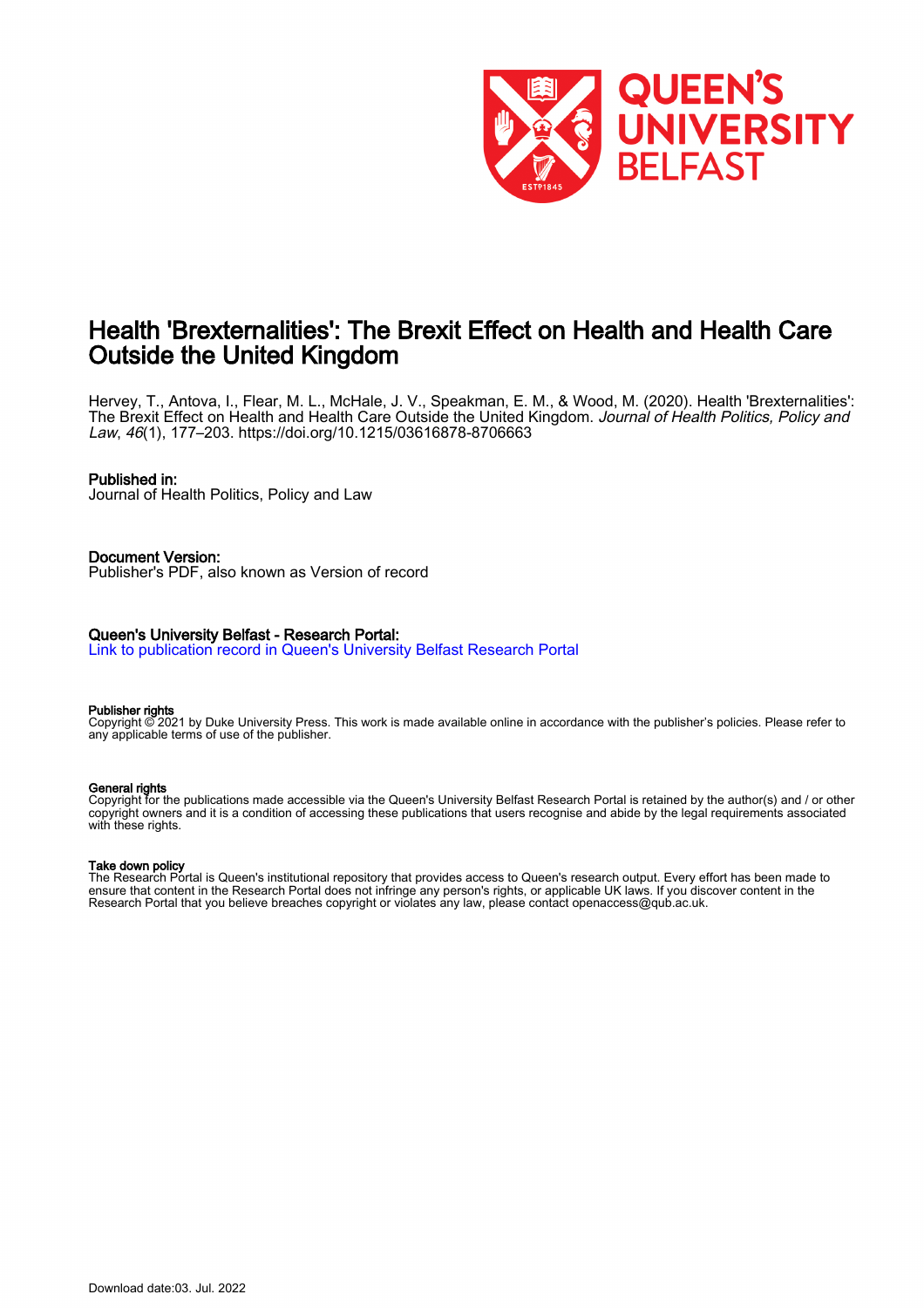# Health 'Brexternalities': The Brexit Effect on Health and Health Care Outside the United Kingdom

Hervey, T., Antova, I., Flear, M. L., McHale, J. V., Speakman, E. M., & Wood, M. (2020). Health 'Brexternalities': The Brexit Effect on Health and Health Care Outside the United Kingdom. *Journal of Health Politics, Policy and Law*, *46*(1), 177–203. https://doi.org/10.1215/03616878-8706663

**Published in:**
Journal of Health Politics, Policy and Law

**Document Version:**
Publisher's PDF, also known as Version of record

**Queen's University Belfast - Research Portal:**
Link to publication record in Queen's University Belfast Research Portal

**Publisher rights**
Copyright © 2021 by Duke University Press. This work is made available online in accordance with the publisher's policies. Please refer to any applicable terms of use of the publisher.

**General rights**
Copyright for the publications made accessible via the Queen's University Belfast Research Portal is retained by the author(s) and / or other copyright owners and it is a condition of accessing these publications that users recognise and abide by the legal requirements associated with these rights.

**Take down policy**
The Research Portal is Queen's institutional repository that provides access to Queen's research output. Every effort has been made to ensure that content in the Research Portal does not infringe any person's rights, or applicable UK laws. If you discover content in the Research Portal that you believe breaches copyright or violates any law, please contact openaccess@qub.ac.uk.

Download date:03. Jul. 2022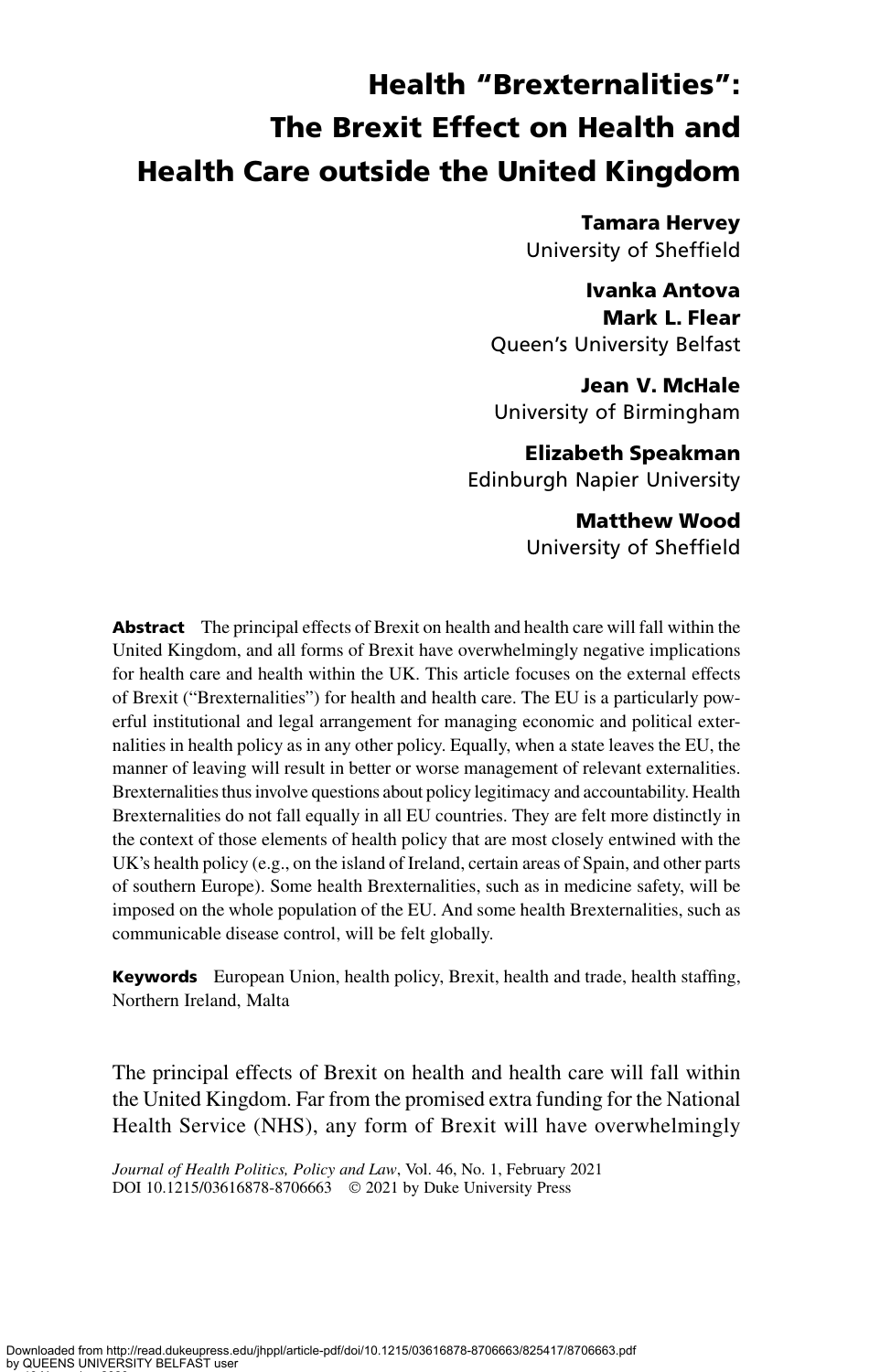# Health "Brexternalities": The Brexit Effect on Health and Health Care outside the United Kingdom

**Tamara Hervey**
University of Sheffield

**Ivanka Antova**
**Mark L. Flear**
Queen's University Belfast

**Jean V. McHale**
University of Birmingham

**Elizabeth Speakman**
Edinburgh Napier University

**Matthew Wood**
University of Sheffield

**Abstract** The principal effects of Brexit on health and health care will fall within the United Kingdom, and all forms of Brexit have overwhelmingly negative implications for health care and health within the UK. This article focuses on the external effects of Brexit ("Brexternalities") for health and health care. The EU is a particularly powerful institutional and legal arrangement for managing economic and political externalities in health policy as in any other policy. Equally, when a state leaves the EU, the manner of leaving will result in better or worse management of relevant externalities. Brexternalities thus involve questions about policy legitimacy and accountability. Health Brexternalities do not fall equally in all EU countries. They are felt more distinctly in the context of those elements of health policy that are most closely entwined with the UK's health policy (e.g., on the island of Ireland, certain areas of Spain, and other parts of southern Europe). Some health Brexternalities, such as in medicine safety, will be imposed on the whole population of the EU. And some health Brexternalities, such as communicable disease control, will be felt globally.

**Keywords** European Union, health policy, Brexit, health and trade, health staffing, Northern Ireland, Malta

The principal effects of Brexit on health and health care will fall within the United Kingdom. Far from the promised extra funding for the National Health Service (NHS), any form of Brexit will have overwhelmingly

*Journal of Health Politics, Policy and Law*, Vol. 46, No. 1, February 2021
DOI 10.1215/03616878-8706663 © 2021 by Duke University Press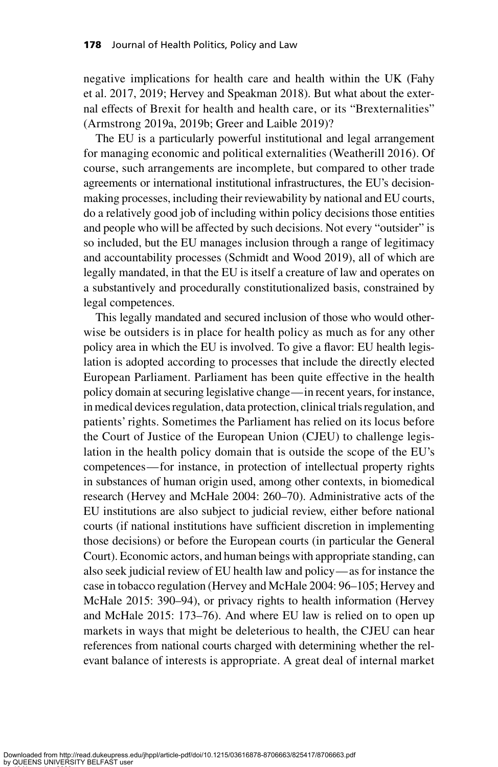negative implications for health care and health within the UK (Fahy et al. 2017, 2019; Hervey and Speakman 2018). But what about the external effects of Brexit for health and health care, or its "Brexternalities" (Armstrong 2019a, 2019b; Greer and Laible 2019)?

The EU is a particularly powerful institutional and legal arrangement for managing economic and political externalities (Weatherill 2016). Of course, such arrangements are incomplete, but compared to other trade agreements or international institutional infrastructures, the EU's decision-making processes, including their reviewability by national and EU courts, do a relatively good job of including within policy decisions those entities and people who will be affected by such decisions. Not every "outsider" is so included, but the EU manages inclusion through a range of legitimacy and accountability processes (Schmidt and Wood 2019), all of which are legally mandated, in that the EU is itself a creature of law and operates on a substantively and procedurally constitutionalized basis, constrained by legal competences.

This legally mandated and secured inclusion of those who would otherwise be outsiders is in place for health policy as much as for any other policy area in which the EU is involved. To give a flavor: EU health legislation is adopted according to processes that include the directly elected European Parliament. Parliament has been quite effective in the health policy domain at securing legislative change—in recent years, for instance, in medical devices regulation, data protection, clinical trials regulation, and patients' rights. Sometimes the Parliament has relied on its locus before the Court of Justice of the European Union (CJEU) to challenge legislation in the health policy domain that is outside the scope of the EU's competences—for instance, in protection of intellectual property rights in substances of human origin used, among other contexts, in biomedical research (Hervey and McHale 2004: 260–70). Administrative acts of the EU institutions are also subject to judicial review, either before national courts (if national institutions have sufficient discretion in implementing those decisions) or before the European courts (in particular the General Court). Economic actors, and human beings with appropriate standing, can also seek judicial review of EU health law and policy—as for instance the case in tobacco regulation (Hervey and McHale 2004: 96–105; Hervey and McHale 2015: 390–94), or privacy rights to health information (Hervey and McHale 2015: 173–76). And where EU law is relied on to open up markets in ways that might be deleterious to health, the CJEU can hear references from national courts charged with determining whether the relevant balance of interests is appropriate. A great deal of internal market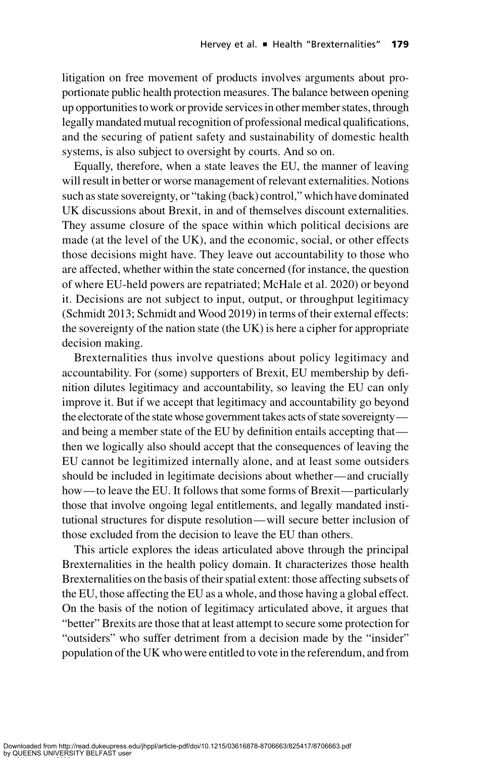litigation on free movement of products involves arguments about proportionate public health protection measures. The balance between opening up opportunities to work or provide services in other member states, through legally mandated mutual recognition of professional medical qualifications, and the securing of patient safety and sustainability of domestic health systems, is also subject to oversight by courts. And so on.

Equally, therefore, when a state leaves the EU, the manner of leaving will result in better or worse management of relevant externalities. Notions such as state sovereignty, or "taking (back) control," which have dominated UK discussions about Brexit, in and of themselves discount externalities. They assume closure of the space within which political decisions are made (at the level of the UK), and the economic, social, or other effects those decisions might have. They leave out accountability to those who are affected, whether within the state concerned (for instance, the question of where EU-held powers are repatriated; McHale et al. 2020) or beyond it. Decisions are not subject to input, output, or throughput legitimacy (Schmidt 2013; Schmidt and Wood 2019) in terms of their external effects: the sovereignty of the nation state (the UK) is here a cipher for appropriate decision making.

Brexternalities thus involve questions about policy legitimacy and accountability. For (some) supporters of Brexit, EU membership by definition dilutes legitimacy and accountability, so leaving the EU can only improve it. But if we accept that legitimacy and accountability go beyond the electorate of the state whose government takes acts of state sovereignty—and being a member state of the EU by definition entails accepting that—then we logically also should accept that the consequences of leaving the EU cannot be legitimized internally alone, and at least some outsiders should be included in legitimate decisions about whether—and crucially how—to leave the EU. It follows that some forms of Brexit—particularly those that involve ongoing legal entitlements, and legally mandated institutional structures for dispute resolution—will secure better inclusion of those excluded from the decision to leave the EU than others.

This article explores the ideas articulated above through the principal Brexternalities in the health policy domain. It characterizes those health Brexternalities on the basis of their spatial extent: those affecting subsets of the EU, those affecting the EU as a whole, and those having a global effect. On the basis of the notion of legitimacy articulated above, it argues that "better" Brexits are those that at least attempt to secure some protection for "outsiders" who suffer detriment from a decision made by the "insider" population of the UK who were entitled to vote in the referendum, and from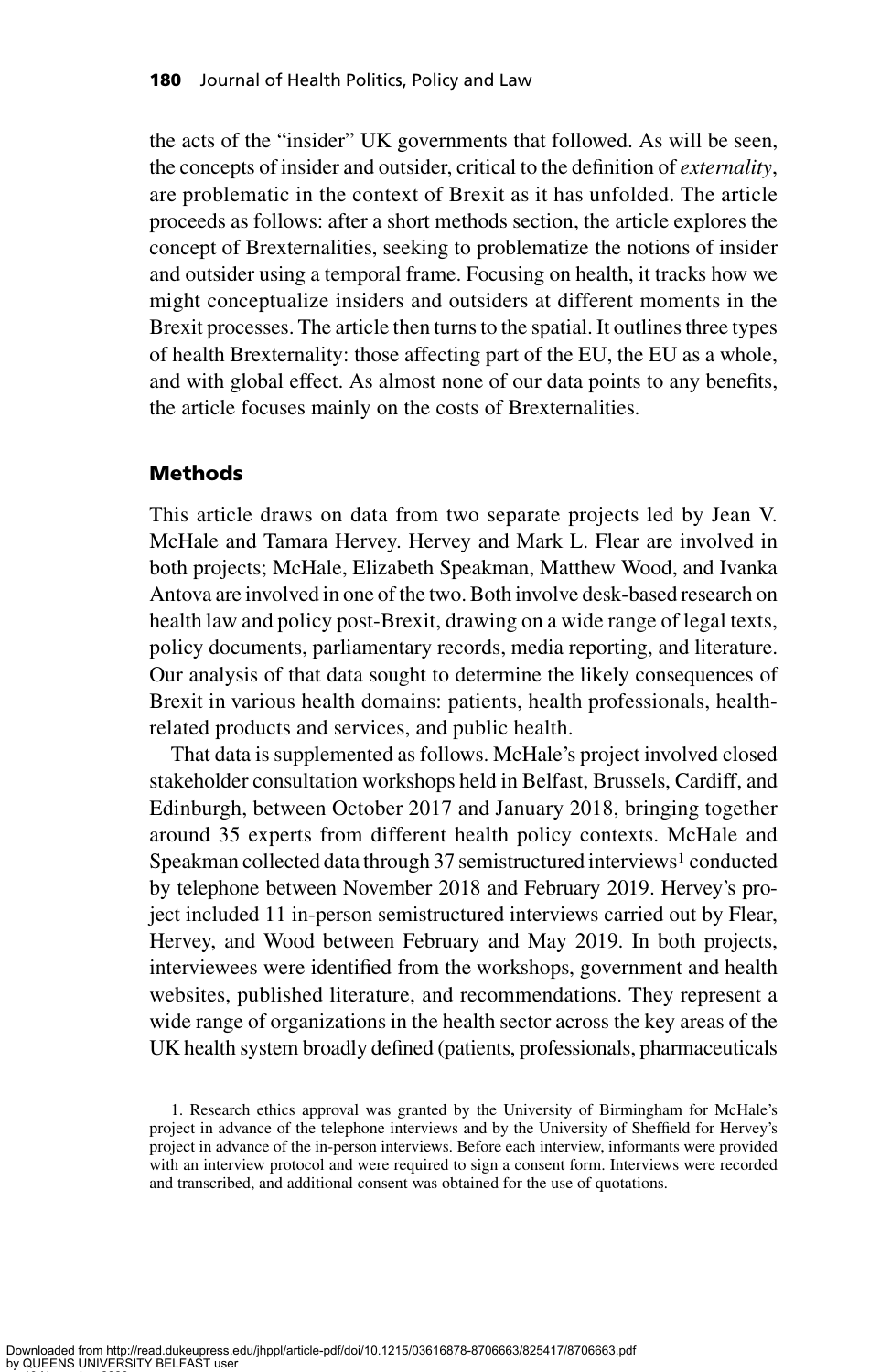the acts of the "insider" UK governments that followed. As will be seen, the concepts of insider and outsider, critical to the definition of *externality*, are problematic in the context of Brexit as it has unfolded. The article proceeds as follows: after a short methods section, the article explores the concept of Brexternalities, seeking to problematize the notions of insider and outsider using a temporal frame. Focusing on health, it tracks how we might conceptualize insiders and outsiders at different moments in the Brexit processes. The article then turns to the spatial. It outlines three types of health Brexternality: those affecting part of the EU, the EU as a whole, and with global effect. As almost none of our data points to any benefits, the article focuses mainly on the costs of Brexternalities.

## Methods

This article draws on data from two separate projects led by Jean V. McHale and Tamara Hervey. Hervey and Mark L. Flear are involved in both projects; McHale, Elizabeth Speakman, Matthew Wood, and Ivanka Antova are involved in one of the two. Both involve desk-based research on health law and policy post-Brexit, drawing on a wide range of legal texts, policy documents, parliamentary records, media reporting, and literature. Our analysis of that data sought to determine the likely consequences of Brexit in various health domains: patients, health professionals, health-related products and services, and public health.

That data is supplemented as follows. McHale's project involved closed stakeholder consultation workshops held in Belfast, Brussels, Cardiff, and Edinburgh, between October 2017 and January 2018, bringing together around 35 experts from different health policy contexts. McHale and Speakman collected data through 37 semistructured interviews[1] conducted by telephone between November 2018 and February 2019. Hervey's project included 11 in-person semistructured interviews carried out by Flear, Hervey, and Wood between February and May 2019. In both projects, interviewees were identified from the workshops, government and health websites, published literature, and recommendations. They represent a wide range of organizations in the health sector across the key areas of the UK health system broadly defined (patients, professionals, pharmaceuticals

1. Research ethics approval was granted by the University of Birmingham for McHale's project in advance of the telephone interviews and by the University of Sheffield for Hervey's project in advance of the in-person interviews. Before each interview, informants were provided with an interview protocol and were required to sign a consent form. Interviews were recorded and transcribed, and additional consent was obtained for the use of quotations.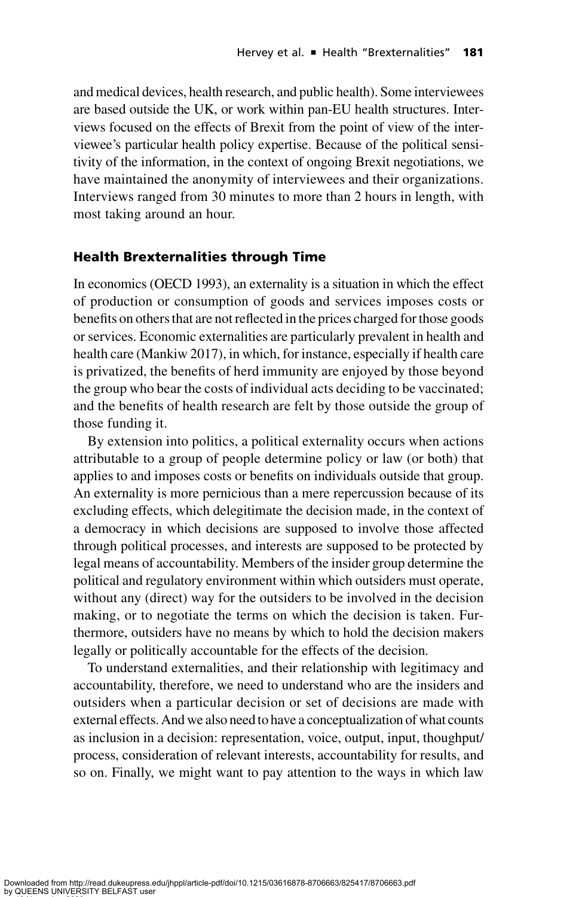and medical devices, health research, and public health). Some interviewees are based outside the UK, or work within pan-EU health structures. Interviews focused on the effects of Brexit from the point of view of the interviewee's particular health policy expertise. Because of the political sensitivity of the information, in the context of ongoing Brexit negotiations, we have maintained the anonymity of interviewees and their organizations. Interviews ranged from 30 minutes to more than 2 hours in length, with most taking around an hour.

## Health Brexternalities through Time

In economics (OECD 1993), an externality is a situation in which the effect of production or consumption of goods and services imposes costs or benefits on others that are not reflected in the prices charged for those goods or services. Economic externalities are particularly prevalent in health and health care (Mankiw 2017), in which, for instance, especially if health care is privatized, the benefits of herd immunity are enjoyed by those beyond the group who bear the costs of individual acts deciding to be vaccinated; and the benefits of health research are felt by those outside the group of those funding it.

By extension into politics, a political externality occurs when actions attributable to a group of people determine policy or law (or both) that applies to and imposes costs or benefits on individuals outside that group. An externality is more pernicious than a mere repercussion because of its excluding effects, which delegitimate the decision made, in the context of a democracy in which decisions are supposed to involve those affected through political processes, and interests are supposed to be protected by legal means of accountability. Members of the insider group determine the political and regulatory environment within which outsiders must operate, without any (direct) way for the outsiders to be involved in the decision making, or to negotiate the terms on which the decision is taken. Furthermore, outsiders have no means by which to hold the decision makers legally or politically accountable for the effects of the decision.

To understand externalities, and their relationship with legitimacy and accountability, therefore, we need to understand who are the insiders and outsiders when a particular decision or set of decisions are made with external effects. And we also need to have a conceptualization of what counts as inclusion in a decision: representation, voice, output, input, thoughput/process, consideration of relevant interests, accountability for results, and so on. Finally, we might want to pay attention to the ways in which law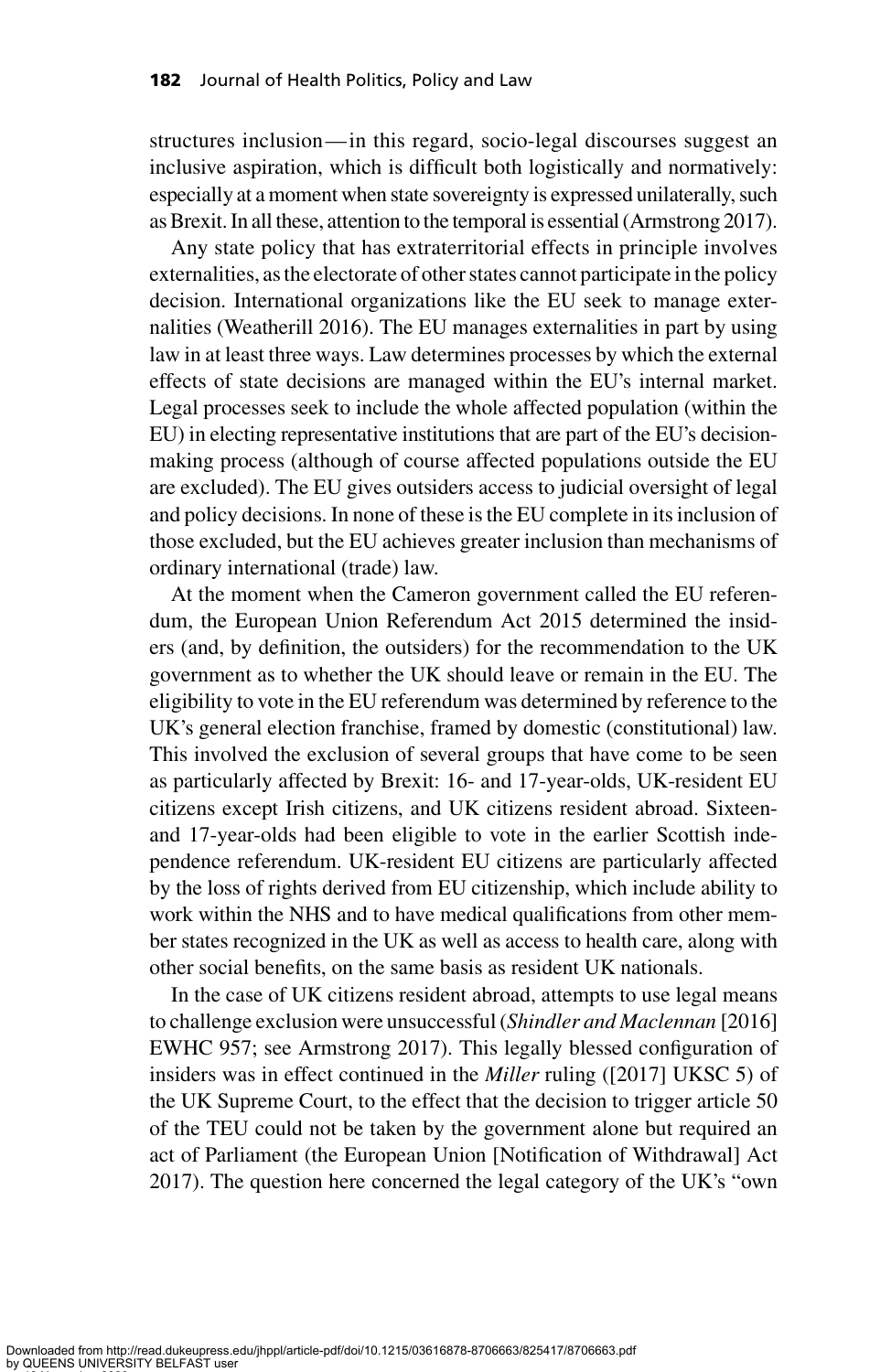structures inclusion — in this regard, socio-legal discourses suggest an inclusive aspiration, which is difficult both logistically and normatively: especially at a moment when state sovereignty is expressed unilaterally, such as Brexit. In all these, attention to the temporal is essential (Armstrong 2017).

Any state policy that has extraterritorial effects in principle involves externalities, as the electorate of other states cannot participate in the policy decision. International organizations like the EU seek to manage externalities (Weatherill 2016). The EU manages externalities in part by using law in at least three ways. Law determines processes by which the external effects of state decisions are managed within the EU's internal market. Legal processes seek to include the whole affected population (within the EU) in electing representative institutions that are part of the EU's decision-making process (although of course affected populations outside the EU are excluded). The EU gives outsiders access to judicial oversight of legal and policy decisions. In none of these is the EU complete in its inclusion of those excluded, but the EU achieves greater inclusion than mechanisms of ordinary international (trade) law.

At the moment when the Cameron government called the EU referendum, the European Union Referendum Act 2015 determined the insiders (and, by definition, the outsiders) for the recommendation to the UK government as to whether the UK should leave or remain in the EU. The eligibility to vote in the EU referendum was determined by reference to the UK's general election franchise, framed by domestic (constitutional) law. This involved the exclusion of several groups that have come to be seen as particularly affected by Brexit: 16- and 17-year-olds, UK-resident EU citizens except Irish citizens, and UK citizens resident abroad. Sixteen- and 17-year-olds had been eligible to vote in the earlier Scottish independence referendum. UK-resident EU citizens are particularly affected by the loss of rights derived from EU citizenship, which include ability to work within the NHS and to have medical qualifications from other member states recognized in the UK as well as access to health care, along with other social benefits, on the same basis as resident UK nationals.

In the case of UK citizens resident abroad, attempts to use legal means to challenge exclusion were unsuccessful (*Shindler and Maclennan* [2016] EWHC 957; see Armstrong 2017). This legally blessed configuration of insiders was in effect continued in the *Miller* ruling ([2017] UKSC 5) of the UK Supreme Court, to the effect that the decision to trigger article 50 of the TEU could not be taken by the government alone but required an act of Parliament (the European Union [Notification of Withdrawal] Act 2017). The question here concerned the legal category of the UK's "own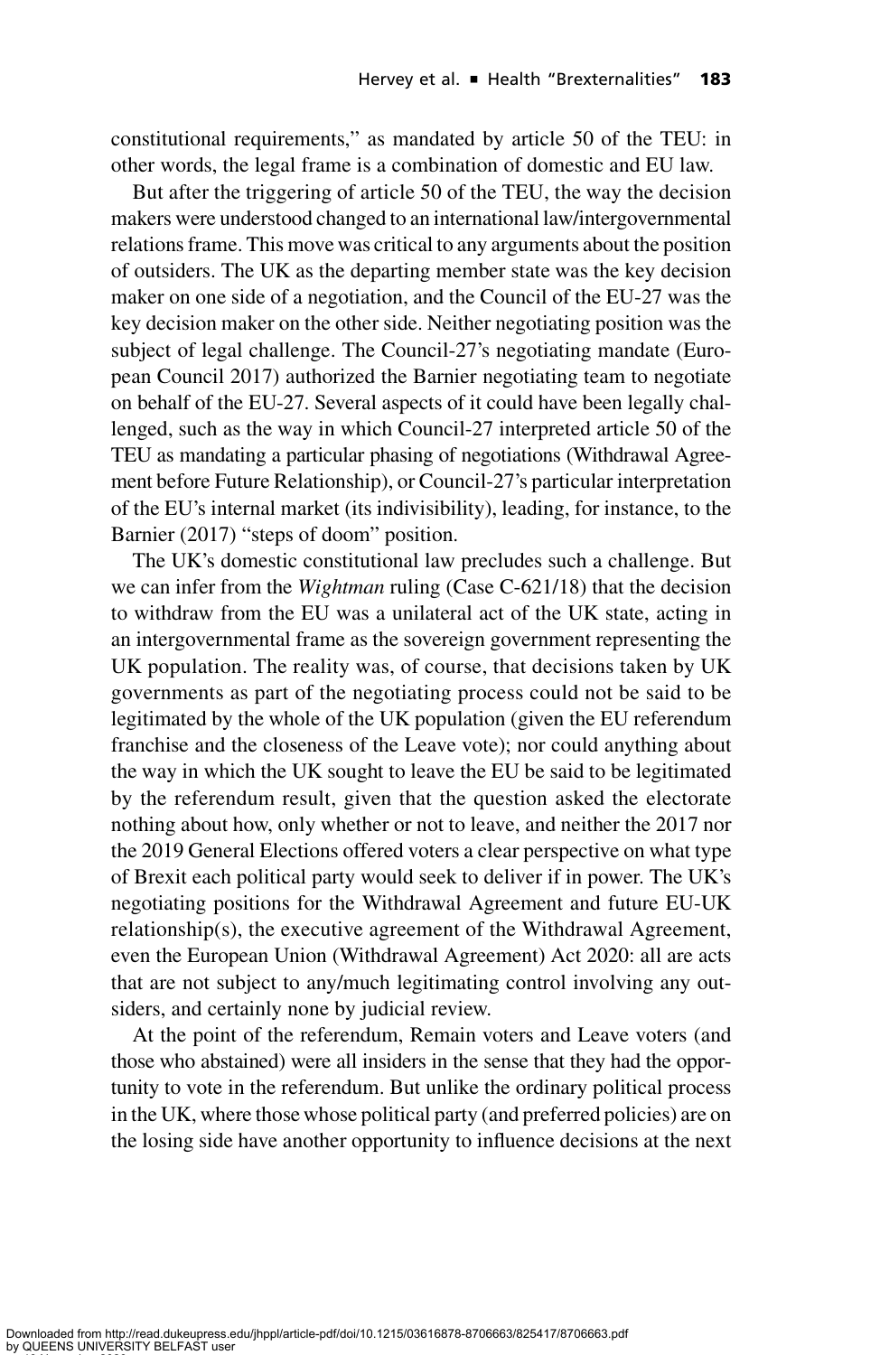constitutional requirements," as mandated by article 50 of the TEU: in other words, the legal frame is a combination of domestic and EU law.

But after the triggering of article 50 of the TEU, the way the decision makers were understood changed to an international law/intergovernmental relations frame. This move was critical to any arguments about the position of outsiders. The UK as the departing member state was the key decision maker on one side of a negotiation, and the Council of the EU-27 was the key decision maker on the other side. Neither negotiating position was the subject of legal challenge. The Council-27's negotiating mandate (European Council 2017) authorized the Barnier negotiating team to negotiate on behalf of the EU-27. Several aspects of it could have been legally challenged, such as the way in which Council-27 interpreted article 50 of the TEU as mandating a particular phasing of negotiations (Withdrawal Agreement before Future Relationship), or Council-27's particular interpretation of the EU's internal market (its indivisibility), leading, for instance, to the Barnier (2017) "steps of doom" position.

The UK's domestic constitutional law precludes such a challenge. But we can infer from the *Wightman* ruling (Case C-621/18) that the decision to withdraw from the EU was a unilateral act of the UK state, acting in an intergovernmental frame as the sovereign government representing the UK population. The reality was, of course, that decisions taken by UK governments as part of the negotiating process could not be said to be legitimated by the whole of the UK population (given the EU referendum franchise and the closeness of the Leave vote); nor could anything about the way in which the UK sought to leave the EU be said to be legitimated by the referendum result, given that the question asked the electorate nothing about how, only whether or not to leave, and neither the 2017 nor the 2019 General Elections offered voters a clear perspective on what type of Brexit each political party would seek to deliver if in power. The UK's negotiating positions for the Withdrawal Agreement and future EU-UK relationship(s), the executive agreement of the Withdrawal Agreement, even the European Union (Withdrawal Agreement) Act 2020: all are acts that are not subject to any/much legitimating control involving any outsiders, and certainly none by judicial review.

At the point of the referendum, Remain voters and Leave voters (and those who abstained) were all insiders in the sense that they had the opportunity to vote in the referendum. But unlike the ordinary political process in the UK, where those whose political party (and preferred policies) are on the losing side have another opportunity to influence decisions at the next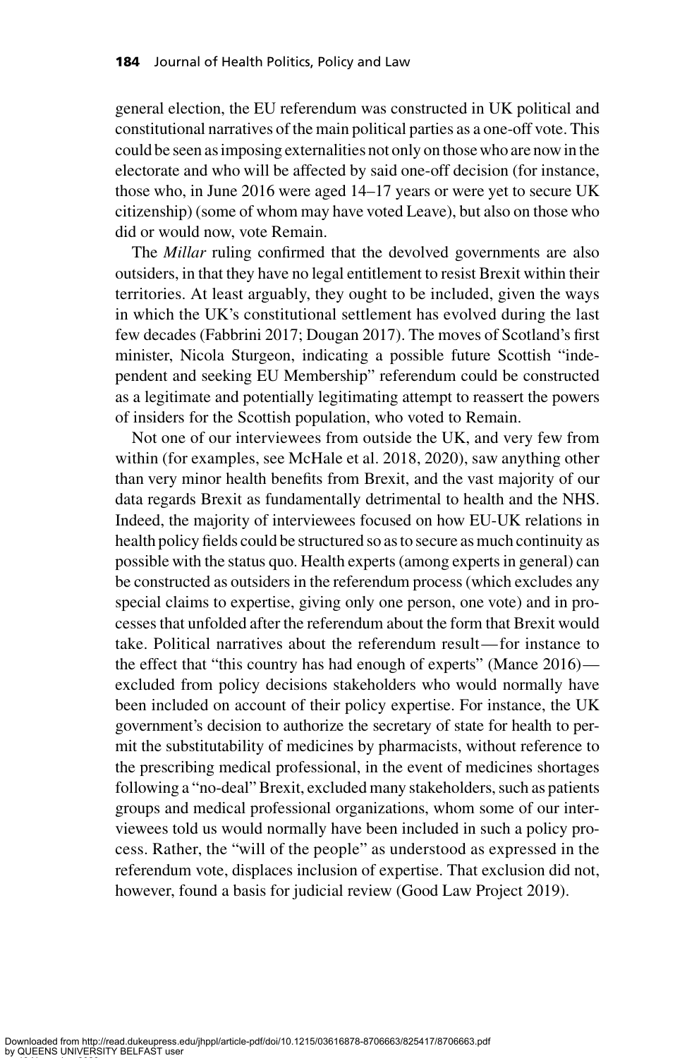general election, the EU referendum was constructed in UK political and constitutional narratives of the main political parties as a one-off vote. This could be seen as imposing externalities not only on those who are now in the electorate and who will be affected by said one-off decision (for instance, those who, in June 2016 were aged 14–17 years or were yet to secure UK citizenship) (some of whom may have voted Leave), but also on those who did or would now, vote Remain.

The *Millar* ruling confirmed that the devolved governments are also outsiders, in that they have no legal entitlement to resist Brexit within their territories. At least arguably, they ought to be included, given the ways in which the UK's constitutional settlement has evolved during the last few decades (Fabbrini 2017; Dougan 2017). The moves of Scotland's first minister, Nicola Sturgeon, indicating a possible future Scottish "independent and seeking EU Membership" referendum could be constructed as a legitimate and potentially legitimating attempt to reassert the powers of insiders for the Scottish population, who voted to Remain.

Not one of our interviewees from outside the UK, and very few from within (for examples, see McHale et al. 2018, 2020), saw anything other than very minor health benefits from Brexit, and the vast majority of our data regards Brexit as fundamentally detrimental to health and the NHS. Indeed, the majority of interviewees focused on how EU-UK relations in health policy fields could be structured so as to secure as much continuity as possible with the status quo. Health experts (among experts in general) can be constructed as outsiders in the referendum process (which excludes any special claims to expertise, giving only one person, one vote) and in processes that unfolded after the referendum about the form that Brexit would take. Political narratives about the referendum result—for instance to the effect that "this country has had enough of experts" (Mance 2016)—excluded from policy decisions stakeholders who would normally have been included on account of their policy expertise. For instance, the UK government's decision to authorize the secretary of state for health to permit the substitutability of medicines by pharmacists, without reference to the prescribing medical professional, in the event of medicines shortages following a "no-deal" Brexit, excluded many stakeholders, such as patients groups and medical professional organizations, whom some of our interviewees told us would normally have been included in such a policy process. Rather, the "will of the people" as understood as expressed in the referendum vote, displaces inclusion of expertise. That exclusion did not, however, found a basis for judicial review (Good Law Project 2019).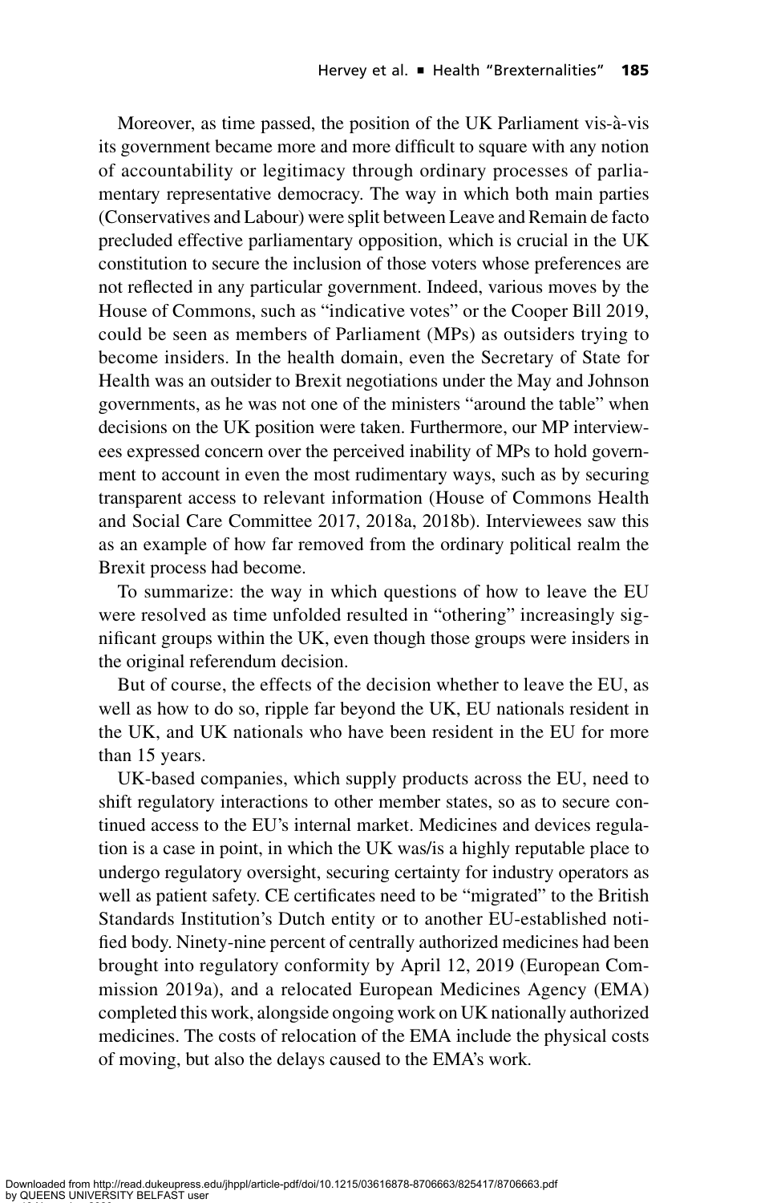Moreover, as time passed, the position of the UK Parliament vis-à-vis its government became more and more difficult to square with any notion of accountability or legitimacy through ordinary processes of parliamentary representative democracy. The way in which both main parties (Conservatives and Labour) were split between Leave and Remain de facto precluded effective parliamentary opposition, which is crucial in the UK constitution to secure the inclusion of those voters whose preferences are not reflected in any particular government. Indeed, various moves by the House of Commons, such as "indicative votes" or the Cooper Bill 2019, could be seen as members of Parliament (MPs) as outsiders trying to become insiders. In the health domain, even the Secretary of State for Health was an outsider to Brexit negotiations under the May and Johnson governments, as he was not one of the ministers "around the table" when decisions on the UK position were taken. Furthermore, our MP interviewees expressed concern over the perceived inability of MPs to hold government to account in even the most rudimentary ways, such as by securing transparent access to relevant information (House of Commons Health and Social Care Committee 2017, 2018a, 2018b). Interviewees saw this as an example of how far removed from the ordinary political realm the Brexit process had become.

To summarize: the way in which questions of how to leave the EU were resolved as time unfolded resulted in "othering" increasingly significant groups within the UK, even though those groups were insiders in the original referendum decision.

But of course, the effects of the decision whether to leave the EU, as well as how to do so, ripple far beyond the UK, EU nationals resident in the UK, and UK nationals who have been resident in the EU for more than 15 years.

UK-based companies, which supply products across the EU, need to shift regulatory interactions to other member states, so as to secure continued access to the EU's internal market. Medicines and devices regulation is a case in point, in which the UK was/is a highly reputable place to undergo regulatory oversight, securing certainty for industry operators as well as patient safety. CE certificates need to be "migrated" to the British Standards Institution's Dutch entity or to another EU-established notified body. Ninety-nine percent of centrally authorized medicines had been brought into regulatory conformity by April 12, 2019 (European Commission 2019a), and a relocated European Medicines Agency (EMA) completed this work, alongside ongoing work on UK nationally authorized medicines. The costs of relocation of the EMA include the physical costs of moving, but also the delays caused to the EMA's work.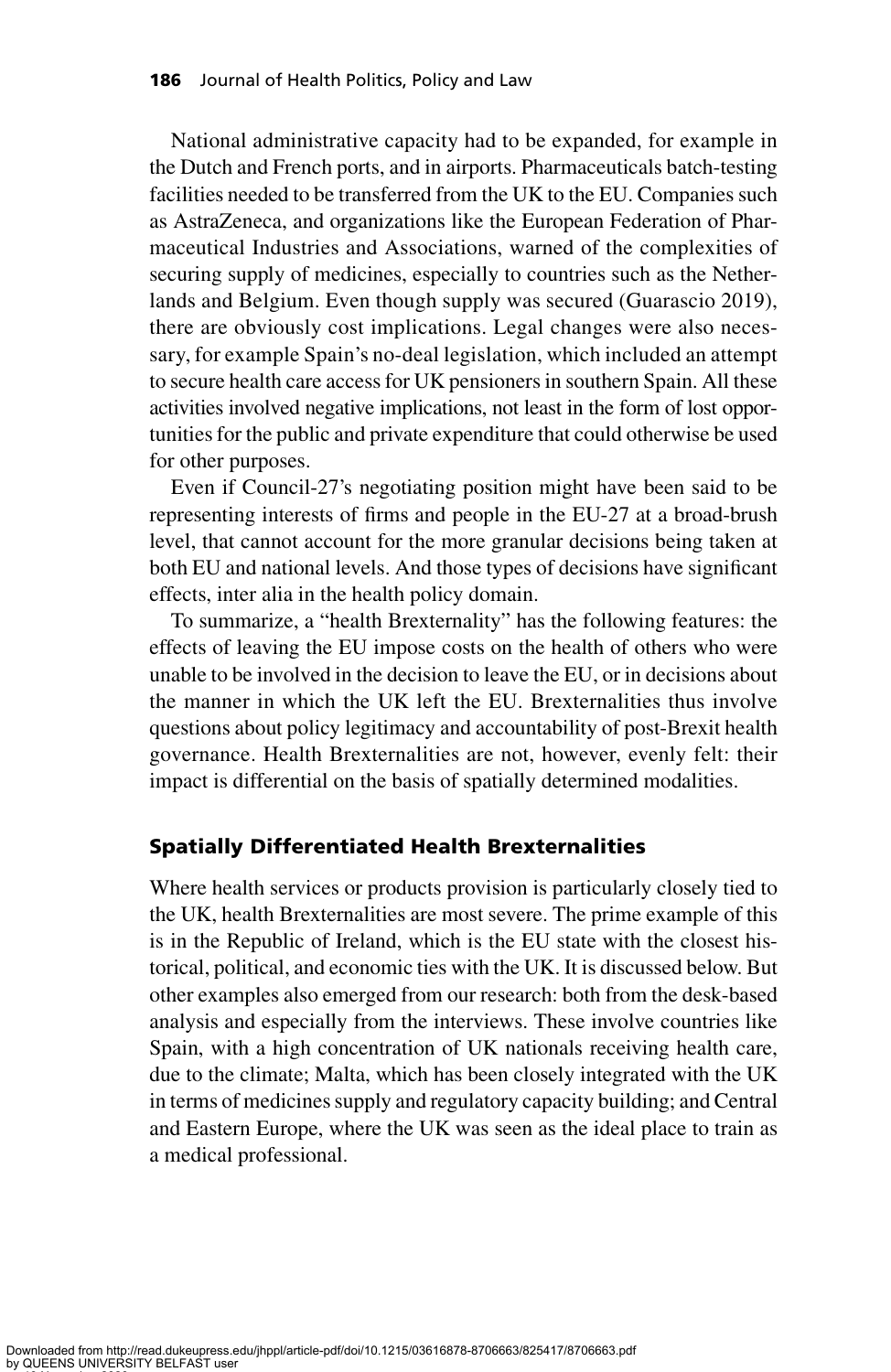National administrative capacity had to be expanded, for example in the Dutch and French ports, and in airports. Pharmaceuticals batch-testing facilities needed to be transferred from the UK to the EU. Companies such as AstraZeneca, and organizations like the European Federation of Pharmaceutical Industries and Associations, warned of the complexities of securing supply of medicines, especially to countries such as the Netherlands and Belgium. Even though supply was secured (Guarascio 2019), there are obviously cost implications. Legal changes were also necessary, for example Spain's no-deal legislation, which included an attempt to secure health care access for UK pensioners in southern Spain. All these activities involved negative implications, not least in the form of lost opportunities for the public and private expenditure that could otherwise be used for other purposes.

Even if Council-27's negotiating position might have been said to be representing interests of firms and people in the EU-27 at a broad-brush level, that cannot account for the more granular decisions being taken at both EU and national levels. And those types of decisions have significant effects, inter alia in the health policy domain.

To summarize, a "health Brexternality" has the following features: the effects of leaving the EU impose costs on the health of others who were unable to be involved in the decision to leave the EU, or in decisions about the manner in which the UK left the EU. Brexternalities thus involve questions about policy legitimacy and accountability of post-Brexit health governance. Health Brexternalities are not, however, evenly felt: their impact is differential on the basis of spatially determined modalities.

### Spatially Differentiated Health Brexternalities

Where health services or products provision is particularly closely tied to the UK, health Brexternalities are most severe. The prime example of this is in the Republic of Ireland, which is the EU state with the closest historical, political, and economic ties with the UK. It is discussed below. But other examples also emerged from our research: both from the desk-based analysis and especially from the interviews. These involve countries like Spain, with a high concentration of UK nationals receiving health care, due to the climate; Malta, which has been closely integrated with the UK in terms of medicines supply and regulatory capacity building; and Central and Eastern Europe, where the UK was seen as the ideal place to train as a medical professional.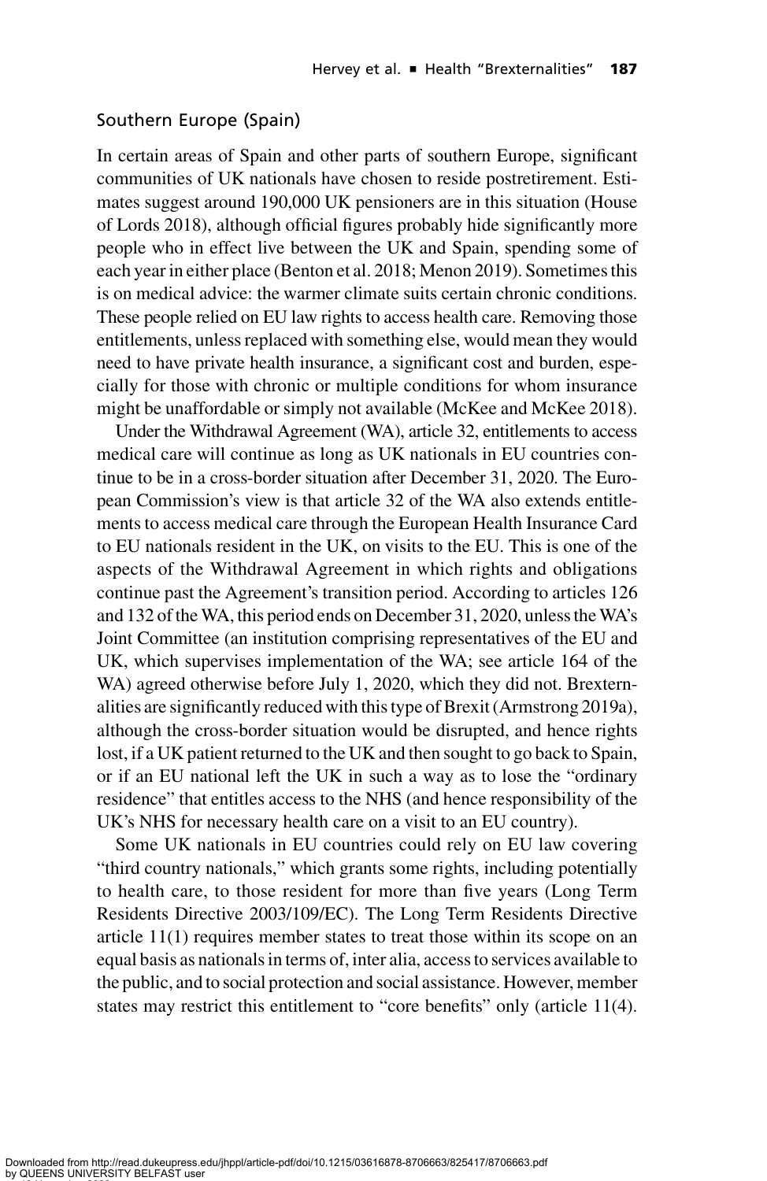## Southern Europe (Spain)

In certain areas of Spain and other parts of southern Europe, significant communities of UK nationals have chosen to reside postretirement. Estimates suggest around 190,000 UK pensioners are in this situation (House of Lords 2018), although official figures probably hide significantly more people who in effect live between the UK and Spain, spending some of each year in either place (Benton et al. 2018; Menon 2019). Sometimes this is on medical advice: the warmer climate suits certain chronic conditions. These people relied on EU law rights to access health care. Removing those entitlements, unless replaced with something else, would mean they would need to have private health insurance, a significant cost and burden, especially for those with chronic or multiple conditions for whom insurance might be unaffordable or simply not available (McKee and McKee 2018).

Under the Withdrawal Agreement (WA), article 32, entitlements to access medical care will continue as long as UK nationals in EU countries continue to be in a cross-border situation after December 31, 2020. The European Commission's view is that article 32 of the WA also extends entitlements to access medical care through the European Health Insurance Card to EU nationals resident in the UK, on visits to the EU. This is one of the aspects of the Withdrawal Agreement in which rights and obligations continue past the Agreement's transition period. According to articles 126 and 132 of the WA, this period ends on December 31, 2020, unless the WA's Joint Committee (an institution comprising representatives of the EU and UK, which supervises implementation of the WA; see article 164 of the WA) agreed otherwise before July 1, 2020, which they did not. Brexternalities are significantly reduced with this type of Brexit (Armstrong 2019a), although the cross-border situation would be disrupted, and hence rights lost, if a UK patient returned to the UK and then sought to go back to Spain, or if an EU national left the UK in such a way as to lose the "ordinary residence" that entitles access to the NHS (and hence responsibility of the UK's NHS for necessary health care on a visit to an EU country).

Some UK nationals in EU countries could rely on EU law covering "third country nationals," which grants some rights, including potentially to health care, to those resident for more than five years (Long Term Residents Directive 2003/109/EC). The Long Term Residents Directive article 11(1) requires member states to treat those within its scope on an equal basis as nationals in terms of, inter alia, access to services available to the public, and to social protection and social assistance. However, member states may restrict this entitlement to "core benefits" only (article 11(4).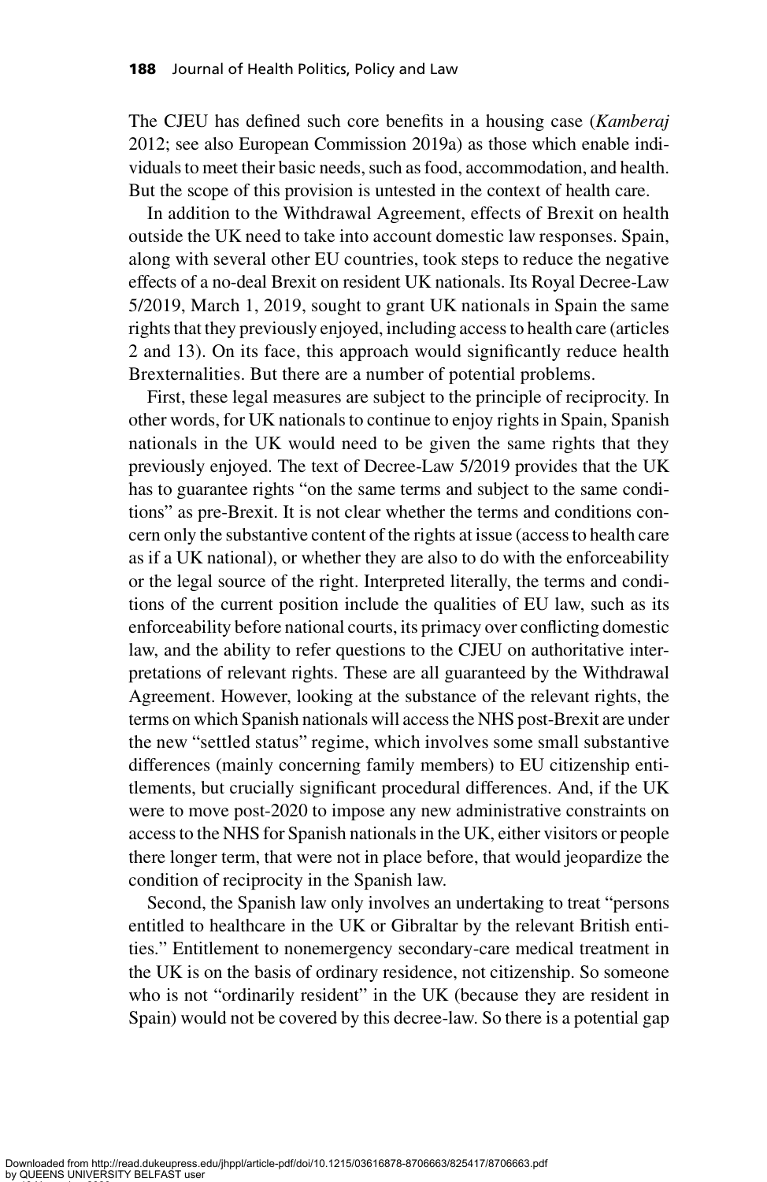The CJEU has defined such core benefits in a housing case (*Kamberaj* 2012; see also European Commission 2019a) as those which enable individuals to meet their basic needs, such as food, accommodation, and health. But the scope of this provision is untested in the context of health care.

In addition to the Withdrawal Agreement, effects of Brexit on health outside the UK need to take into account domestic law responses. Spain, along with several other EU countries, took steps to reduce the negative effects of a no-deal Brexit on resident UK nationals. Its Royal Decree-Law 5/2019, March 1, 2019, sought to grant UK nationals in Spain the same rights that they previously enjoyed, including access to health care (articles 2 and 13). On its face, this approach would significantly reduce health Brexternalities. But there are a number of potential problems.

First, these legal measures are subject to the principle of reciprocity. In other words, for UK nationals to continue to enjoy rights in Spain, Spanish nationals in the UK would need to be given the same rights that they previously enjoyed. The text of Decree-Law 5/2019 provides that the UK has to guarantee rights "on the same terms and subject to the same conditions" as pre-Brexit. It is not clear whether the terms and conditions concern only the substantive content of the rights at issue (access to health care as if a UK national), or whether they are also to do with the enforceability or the legal source of the right. Interpreted literally, the terms and conditions of the current position include the qualities of EU law, such as its enforceability before national courts, its primacy over conflicting domestic law, and the ability to refer questions to the CJEU on authoritative interpretations of relevant rights. These are all guaranteed by the Withdrawal Agreement. However, looking at the substance of the relevant rights, the terms on which Spanish nationals will access the NHS post-Brexit are under the new "settled status" regime, which involves some small substantive differences (mainly concerning family members) to EU citizenship entitlements, but crucially significant procedural differences. And, if the UK were to move post-2020 to impose any new administrative constraints on access to the NHS for Spanish nationals in the UK, either visitors or people there longer term, that were not in place before, that would jeopardize the condition of reciprocity in the Spanish law.

Second, the Spanish law only involves an undertaking to treat "persons entitled to healthcare in the UK or Gibraltar by the relevant British entities." Entitlement to nonemergency secondary-care medical treatment in the UK is on the basis of ordinary residence, not citizenship. So someone who is not "ordinarily resident" in the UK (because they are resident in Spain) would not be covered by this decree-law. So there is a potential gap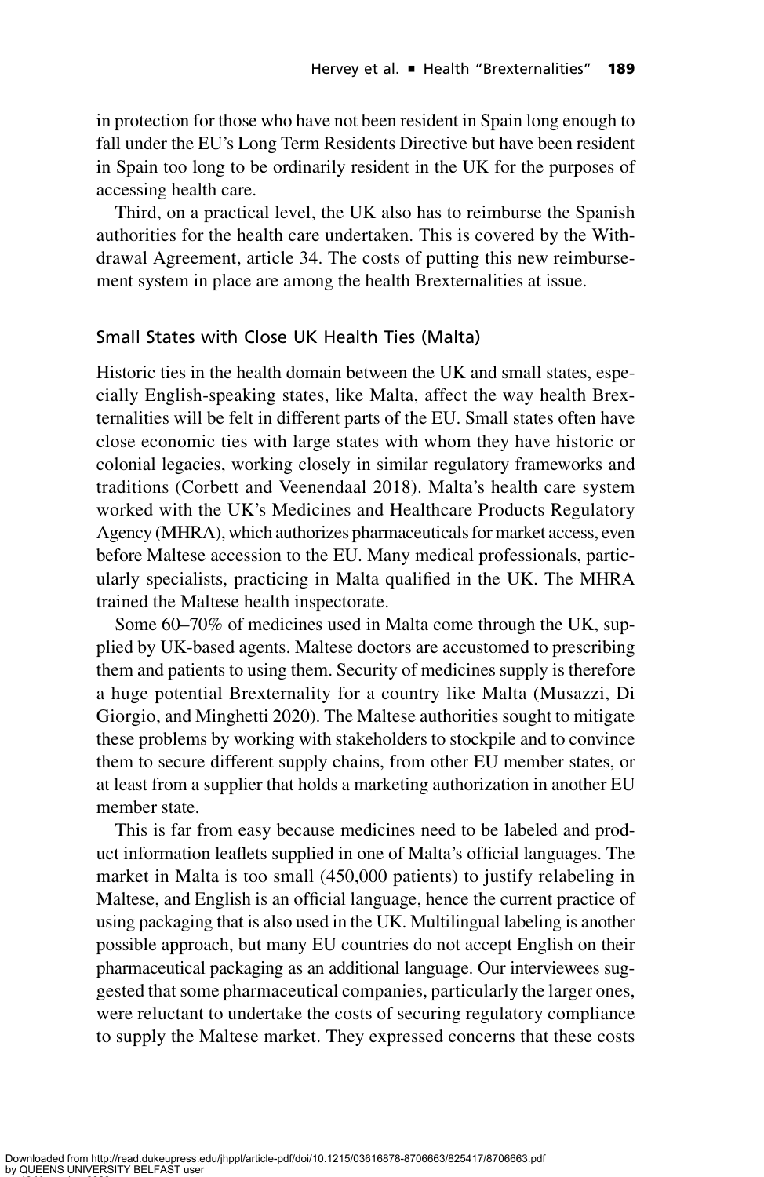in protection for those who have not been resident in Spain long enough to fall under the EU's Long Term Residents Directive but have been resident in Spain too long to be ordinarily resident in the UK for the purposes of accessing health care.

Third, on a practical level, the UK also has to reimburse the Spanish authorities for the health care undertaken. This is covered by the Withdrawal Agreement, article 34. The costs of putting this new reimbursement system in place are among the health Brexternalities at issue.

## Small States with Close UK Health Ties (Malta)

Historic ties in the health domain between the UK and small states, especially English-speaking states, like Malta, affect the way health Brexternalities will be felt in different parts of the EU. Small states often have close economic ties with large states with whom they have historic or colonial legacies, working closely in similar regulatory frameworks and traditions (Corbett and Veenendaal 2018). Malta's health care system worked with the UK's Medicines and Healthcare Products Regulatory Agency (MHRA), which authorizes pharmaceuticals for market access, even before Maltese accession to the EU. Many medical professionals, particularly specialists, practicing in Malta qualified in the UK. The MHRA trained the Maltese health inspectorate.

Some 60–70% of medicines used in Malta come through the UK, supplied by UK-based agents. Maltese doctors are accustomed to prescribing them and patients to using them. Security of medicines supply is therefore a huge potential Brexternality for a country like Malta (Musazzi, Di Giorgio, and Minghetti 2020). The Maltese authorities sought to mitigate these problems by working with stakeholders to stockpile and to convince them to secure different supply chains, from other EU member states, or at least from a supplier that holds a marketing authorization in another EU member state.

This is far from easy because medicines need to be labeled and product information leaflets supplied in one of Malta's official languages. The market in Malta is too small (450,000 patients) to justify relabeling in Maltese, and English is an official language, hence the current practice of using packaging that is also used in the UK. Multilingual labeling is another possible approach, but many EU countries do not accept English on their pharmaceutical packaging as an additional language. Our interviewees suggested that some pharmaceutical companies, particularly the larger ones, were reluctant to undertake the costs of securing regulatory compliance to supply the Maltese market. They expressed concerns that these costs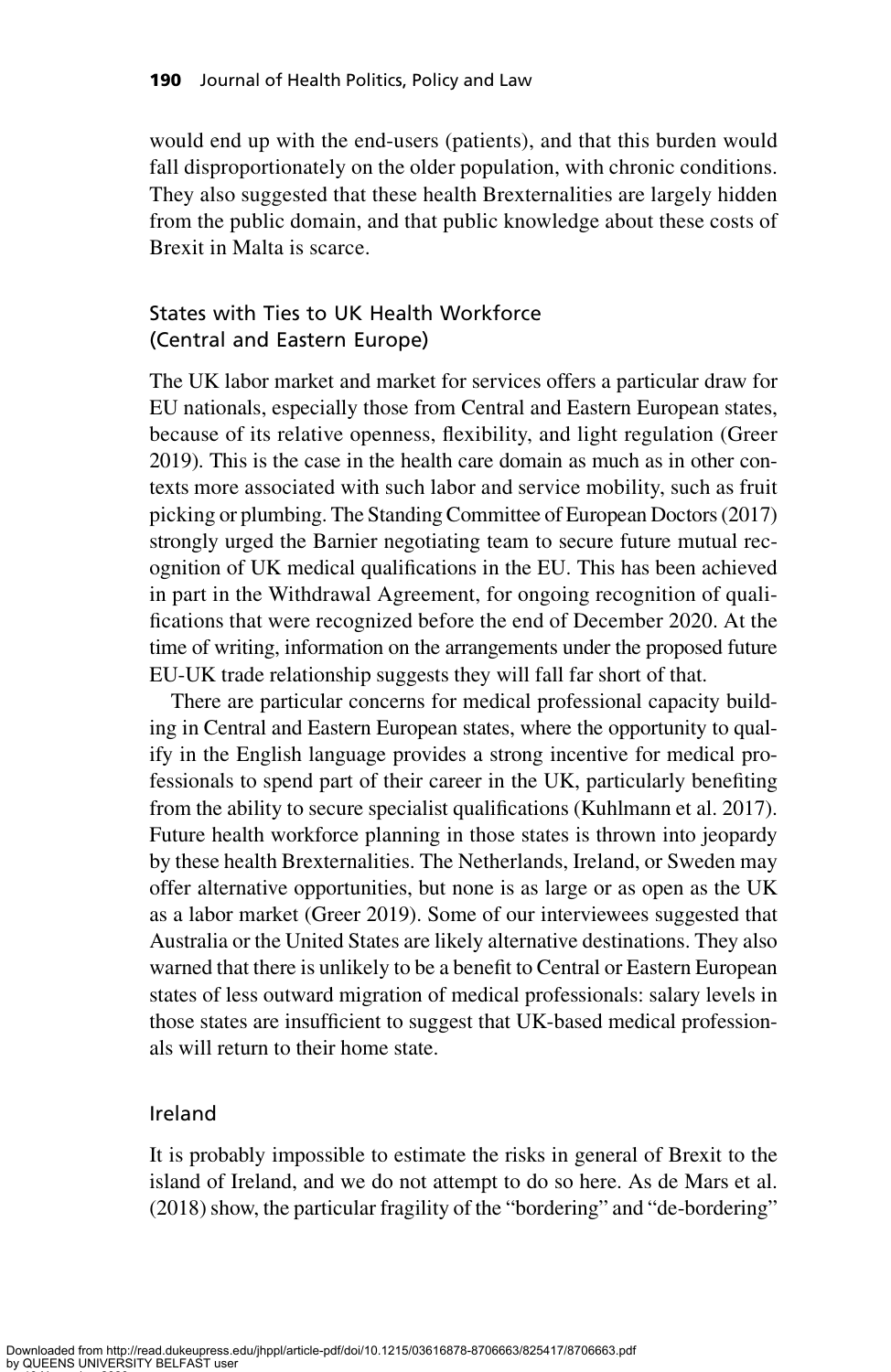would end up with the end-users (patients), and that this burden would fall disproportionately on the older population, with chronic conditions. They also suggested that these health Brexternalities are largely hidden from the public domain, and that public knowledge about these costs of Brexit in Malta is scarce.

### States with Ties to UK Health Workforce (Central and Eastern Europe)

The UK labor market and market for services offers a particular draw for EU nationals, especially those from Central and Eastern European states, because of its relative openness, flexibility, and light regulation (Greer 2019). This is the case in the health care domain as much as in other contexts more associated with such labor and service mobility, such as fruit picking or plumbing. The Standing Committee of European Doctors (2017) strongly urged the Barnier negotiating team to secure future mutual recognition of UK medical qualifications in the EU. This has been achieved in part in the Withdrawal Agreement, for ongoing recognition of qualifications that were recognized before the end of December 2020. At the time of writing, information on the arrangements under the proposed future EU-UK trade relationship suggests they will fall far short of that.

There are particular concerns for medical professional capacity building in Central and Eastern European states, where the opportunity to qualify in the English language provides a strong incentive for medical professionals to spend part of their career in the UK, particularly benefiting from the ability to secure specialist qualifications (Kuhlmann et al. 2017). Future health workforce planning in those states is thrown into jeopardy by these health Brexternalities. The Netherlands, Ireland, or Sweden may offer alternative opportunities, but none is as large or as open as the UK as a labor market (Greer 2019). Some of our interviewees suggested that Australia or the United States are likely alternative destinations. They also warned that there is unlikely to be a benefit to Central or Eastern European states of less outward migration of medical professionals: salary levels in those states are insufficient to suggest that UK-based medical professionals will return to their home state.

### Ireland

It is probably impossible to estimate the risks in general of Brexit to the island of Ireland, and we do not attempt to do so here. As de Mars et al. (2018) show, the particular fragility of the "bordering" and "de-bordering"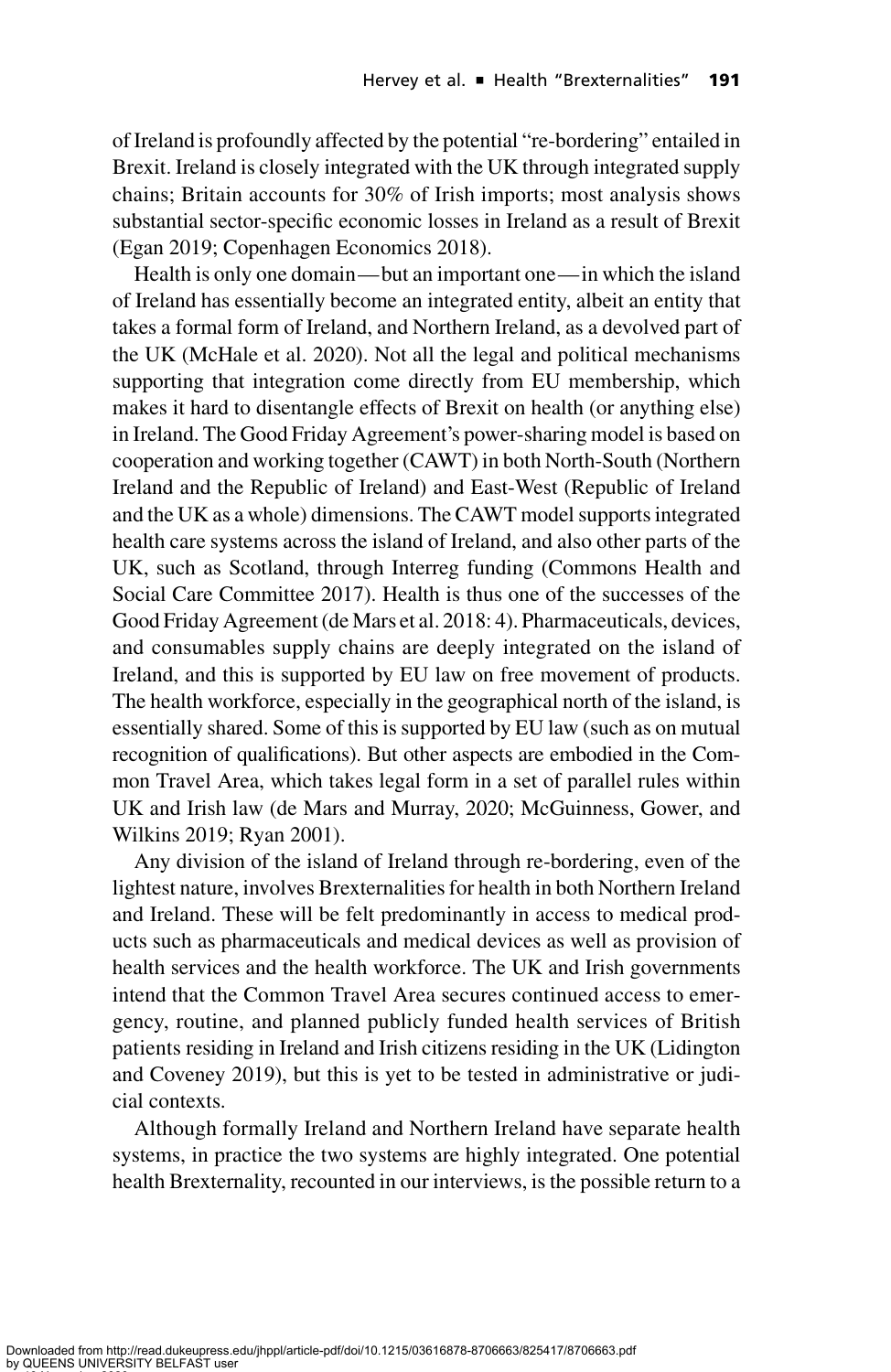of Ireland is profoundly affected by the potential "re-bordering" entailed in Brexit. Ireland is closely integrated with the UK through integrated supply chains; Britain accounts for 30% of Irish imports; most analysis shows substantial sector-specific economic losses in Ireland as a result of Brexit (Egan 2019; Copenhagen Economics 2018).

Health is only one domain—but an important one—in which the island of Ireland has essentially become an integrated entity, albeit an entity that takes a formal form of Ireland, and Northern Ireland, as a devolved part of the UK (McHale et al. 2020). Not all the legal and political mechanisms supporting that integration come directly from EU membership, which makes it hard to disentangle effects of Brexit on health (or anything else) in Ireland. The Good Friday Agreement's power-sharing model is based on cooperation and working together (CAWT) in both North-South (Northern Ireland and the Republic of Ireland) and East-West (Republic of Ireland and the UK as a whole) dimensions. The CAWT model supports integrated health care systems across the island of Ireland, and also other parts of the UK, such as Scotland, through Interreg funding (Commons Health and Social Care Committee 2017). Health is thus one of the successes of the Good Friday Agreement (de Mars et al. 2018: 4). Pharmaceuticals, devices, and consumables supply chains are deeply integrated on the island of Ireland, and this is supported by EU law on free movement of products. The health workforce, especially in the geographical north of the island, is essentially shared. Some of this is supported by EU law (such as on mutual recognition of qualifications). But other aspects are embodied in the Common Travel Area, which takes legal form in a set of parallel rules within UK and Irish law (de Mars and Murray, 2020; McGuinness, Gower, and Wilkins 2019; Ryan 2001).

Any division of the island of Ireland through re-bordering, even of the lightest nature, involves Brexternalities for health in both Northern Ireland and Ireland. These will be felt predominantly in access to medical products such as pharmaceuticals and medical devices as well as provision of health services and the health workforce. The UK and Irish governments intend that the Common Travel Area secures continued access to emergency, routine, and planned publicly funded health services of British patients residing in Ireland and Irish citizens residing in the UK (Lidington and Coveney 2019), but this is yet to be tested in administrative or judicial contexts.

Although formally Ireland and Northern Ireland have separate health systems, in practice the two systems are highly integrated. One potential health Brexternality, recounted in our interviews, is the possible return to a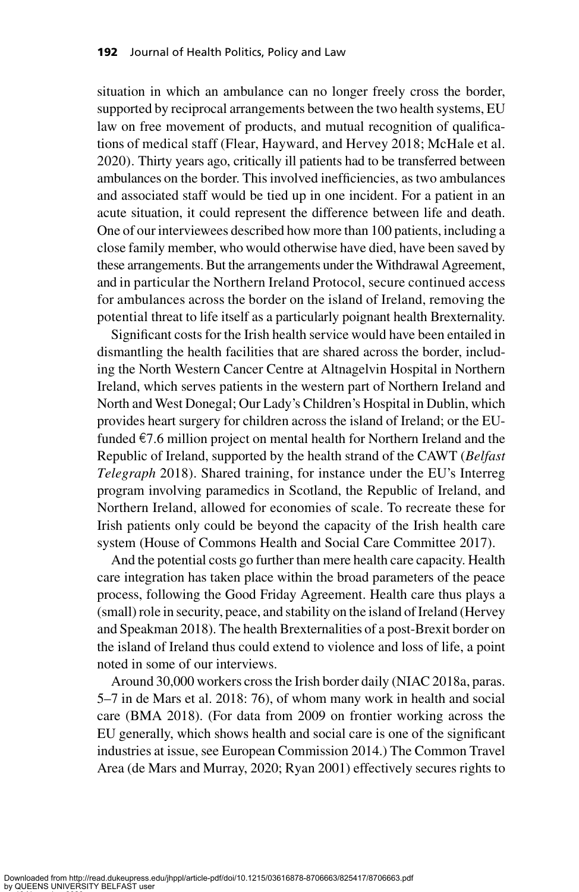situation in which an ambulance can no longer freely cross the border, supported by reciprocal arrangements between the two health systems, EU law on free movement of products, and mutual recognition of qualifications of medical staff (Flear, Hayward, and Hervey 2018; McHale et al. 2020). Thirty years ago, critically ill patients had to be transferred between ambulances on the border. This involved inefficiencies, as two ambulances and associated staff would be tied up in one incident. For a patient in an acute situation, it could represent the difference between life and death. One of our interviewees described how more than 100 patients, including a close family member, who would otherwise have died, have been saved by these arrangements. But the arrangements under the Withdrawal Agreement, and in particular the Northern Ireland Protocol, secure continued access for ambulances across the border on the island of Ireland, removing the potential threat to life itself as a particularly poignant health Brexternality.

Significant costs for the Irish health service would have been entailed in dismantling the health facilities that are shared across the border, including the North Western Cancer Centre at Altnagelvin Hospital in Northern Ireland, which serves patients in the western part of Northern Ireland and North and West Donegal; Our Lady's Children's Hospital in Dublin, which provides heart surgery for children across the island of Ireland; or the EU-funded €7.6 million project on mental health for Northern Ireland and the Republic of Ireland, supported by the health strand of the CAWT (*Belfast Telegraph* 2018). Shared training, for instance under the EU's Interreg program involving paramedics in Scotland, the Republic of Ireland, and Northern Ireland, allowed for economies of scale. To recreate these for Irish patients only could be beyond the capacity of the Irish health care system (House of Commons Health and Social Care Committee 2017).

And the potential costs go further than mere health care capacity. Health care integration has taken place within the broad parameters of the peace process, following the Good Friday Agreement. Health care thus plays a (small) role in security, peace, and stability on the island of Ireland (Hervey and Speakman 2018). The health Brexternalities of a post-Brexit border on the island of Ireland thus could extend to violence and loss of life, a point noted in some of our interviews.

Around 30,000 workers cross the Irish border daily (NIAC 2018a, paras. 5–7 in de Mars et al. 2018: 76), of whom many work in health and social care (BMA 2018). (For data from 2009 on frontier working across the EU generally, which shows health and social care is one of the significant industries at issue, see European Commission 2014.) The Common Travel Area (de Mars and Murray, 2020; Ryan 2001) effectively secures rights to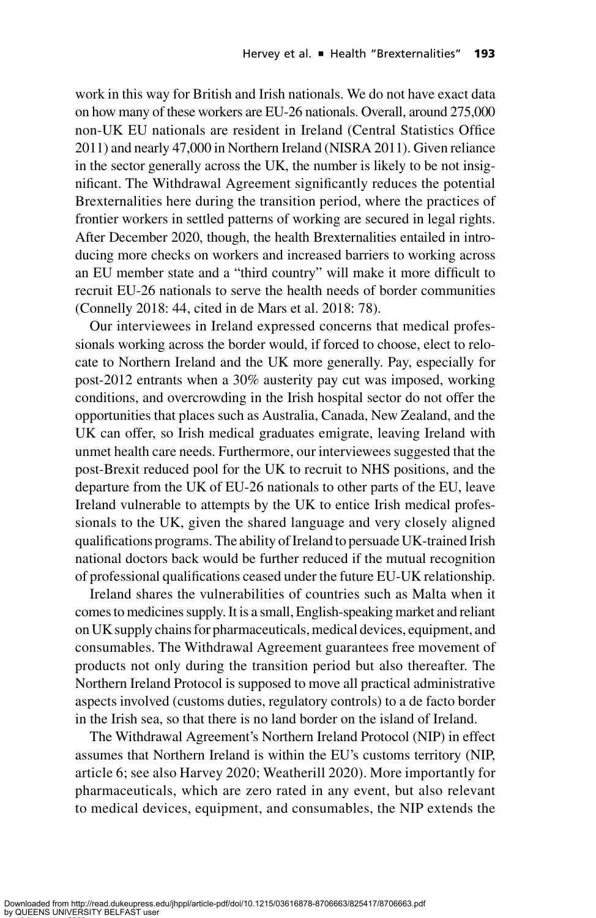work in this way for British and Irish nationals. We do not have exact data on how many of these workers are EU-26 nationals. Overall, around 275,000 non-UK EU nationals are resident in Ireland (Central Statistics Office 2011) and nearly 47,000 in Northern Ireland (NISRA 2011). Given reliance in the sector generally across the UK, the number is likely to be not insignificant. The Withdrawal Agreement significantly reduces the potential Brexternalities here during the transition period, where the practices of frontier workers in settled patterns of working are secured in legal rights. After December 2020, though, the health Brexternalities entailed in introducing more checks on workers and increased barriers to working across an EU member state and a "third country" will make it more difficult to recruit EU-26 nationals to serve the health needs of border communities (Connelly 2018: 44, cited in de Mars et al. 2018: 78).

Our interviewees in Ireland expressed concerns that medical professionals working across the border would, if forced to choose, elect to relocate to Northern Ireland and the UK more generally. Pay, especially for post-2012 entrants when a 30% austerity pay cut was imposed, working conditions, and overcrowding in the Irish hospital sector do not offer the opportunities that places such as Australia, Canada, New Zealand, and the UK can offer, so Irish medical graduates emigrate, leaving Ireland with unmet health care needs. Furthermore, our interviewees suggested that the post-Brexit reduced pool for the UK to recruit to NHS positions, and the departure from the UK of EU-26 nationals to other parts of the EU, leave Ireland vulnerable to attempts by the UK to entice Irish medical professionals to the UK, given the shared language and very closely aligned qualifications programs. The ability of Ireland to persuade UK-trained Irish national doctors back would be further reduced if the mutual recognition of professional qualifications ceased under the future EU-UK relationship.

Ireland shares the vulnerabilities of countries such as Malta when it comes to medicines supply. It is a small, English-speaking market and reliant on UK supply chains for pharmaceuticals, medical devices, equipment, and consumables. The Withdrawal Agreement guarantees free movement of products not only during the transition period but also thereafter. The Northern Ireland Protocol is supposed to move all practical administrative aspects involved (customs duties, regulatory controls) to a de facto border in the Irish sea, so that there is no land border on the island of Ireland.

The Withdrawal Agreement's Northern Ireland Protocol (NIP) in effect assumes that Northern Ireland is within the EU's customs territory (NIP, article 6; see also Harvey 2020; Weatherill 2020). More importantly for pharmaceuticals, which are zero rated in any event, but also relevant to medical devices, equipment, and consumables, the NIP extends the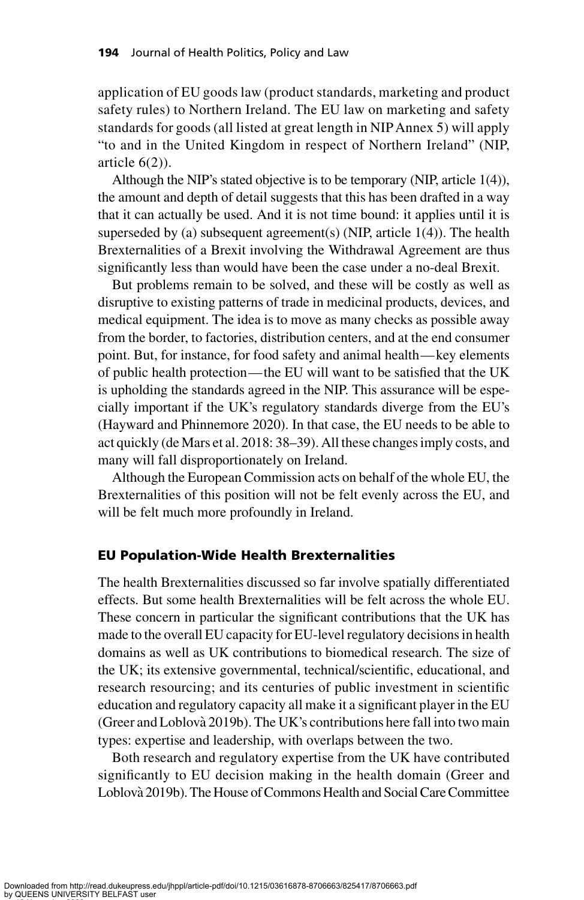application of EU goods law (product standards, marketing and product safety rules) to Northern Ireland. The EU law on marketing and safety standards for goods (all listed at great length in NIP Annex 5) will apply "to and in the United Kingdom in respect of Northern Ireland" (NIP, article 6(2)).

Although the NIP's stated objective is to be temporary (NIP, article 1(4)), the amount and depth of detail suggests that this has been drafted in a way that it can actually be used. And it is not time bound: it applies until it is superseded by (a) subsequent agreement(s) (NIP, article 1(4)). The health Brexternalities of a Brexit involving the Withdrawal Agreement are thus significantly less than would have been the case under a no-deal Brexit.

But problems remain to be solved, and these will be costly as well as disruptive to existing patterns of trade in medicinal products, devices, and medical equipment. The idea is to move as many checks as possible away from the border, to factories, distribution centers, and at the end consumer point. But, for instance, for food safety and animal health—key elements of public health protection—the EU will want to be satisfied that the UK is upholding the standards agreed in the NIP. This assurance will be especially important if the UK's regulatory standards diverge from the EU's (Hayward and Phinnemore 2020). In that case, the EU needs to be able to act quickly (de Mars et al. 2018: 38–39). All these changes imply costs, and many will fall disproportionately on Ireland.

Although the European Commission acts on behalf of the whole EU, the Brexternalities of this position will not be felt evenly across the EU, and will be felt much more profoundly in Ireland.

## EU Population-Wide Health Brexternalities

The health Brexternalities discussed so far involve spatially differentiated effects. But some health Brexternalities will be felt across the whole EU. These concern in particular the significant contributions that the UK has made to the overall EU capacity for EU-level regulatory decisions in health domains as well as UK contributions to biomedical research. The size of the UK; its extensive governmental, technical/scientific, educational, and research resourcing; and its centuries of public investment in scientific education and regulatory capacity all make it a significant player in the EU (Greer and Loblovà 2019b). The UK's contributions here fall into two main types: expertise and leadership, with overlaps between the two.

Both research and regulatory expertise from the UK have contributed significantly to EU decision making in the health domain (Greer and Loblovà 2019b). The House of Commons Health and Social Care Committee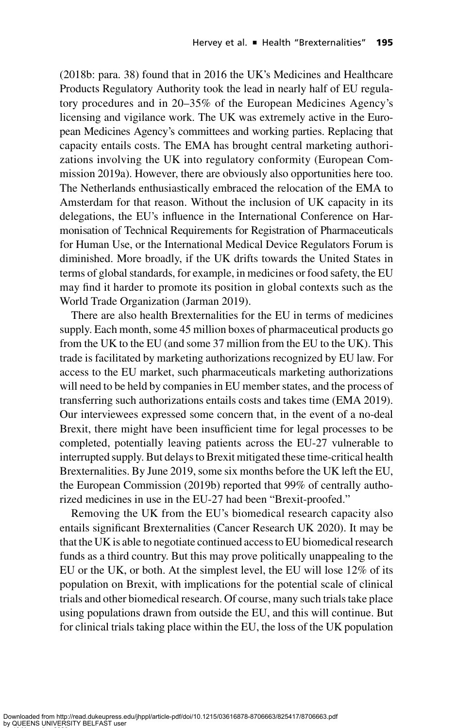(2018b: para. 38) found that in 2016 the UK's Medicines and Healthcare Products Regulatory Authority took the lead in nearly half of EU regulatory procedures and in 20–35% of the European Medicines Agency's licensing and vigilance work. The UK was extremely active in the European Medicines Agency's committees and working parties. Replacing that capacity entails costs. The EMA has brought central marketing authorizations involving the UK into regulatory conformity (European Commission 2019a). However, there are obviously also opportunities here too. The Netherlands enthusiastically embraced the relocation of the EMA to Amsterdam for that reason. Without the inclusion of UK capacity in its delegations, the EU's influence in the International Conference on Harmonisation of Technical Requirements for Registration of Pharmaceuticals for Human Use, or the International Medical Device Regulators Forum is diminished. More broadly, if the UK drifts towards the United States in terms of global standards, for example, in medicines or food safety, the EU may find it harder to promote its position in global contexts such as the World Trade Organization (Jarman 2019).

There are also health Brexternalities for the EU in terms of medicines supply. Each month, some 45 million boxes of pharmaceutical products go from the UK to the EU (and some 37 million from the EU to the UK). This trade is facilitated by marketing authorizations recognized by EU law. For access to the EU market, such pharmaceuticals marketing authorizations will need to be held by companies in EU member states, and the process of transferring such authorizations entails costs and takes time (EMA 2019). Our interviewees expressed some concern that, in the event of a no-deal Brexit, there might have been insufficient time for legal processes to be completed, potentially leaving patients across the EU-27 vulnerable to interrupted supply. But delays to Brexit mitigated these time-critical health Brexternalities. By June 2019, some six months before the UK left the EU, the European Commission (2019b) reported that 99% of centrally authorized medicines in use in the EU-27 had been "Brexit-proofed."

Removing the UK from the EU's biomedical research capacity also entails significant Brexternalities (Cancer Research UK 2020). It may be that the UK is able to negotiate continued access to EU biomedical research funds as a third country. But this may prove politically unappealing to the EU or the UK, or both. At the simplest level, the EU will lose 12% of its population on Brexit, with implications for the potential scale of clinical trials and other biomedical research. Of course, many such trials take place using populations drawn from outside the EU, and this will continue. But for clinical trials taking place within the EU, the loss of the UK population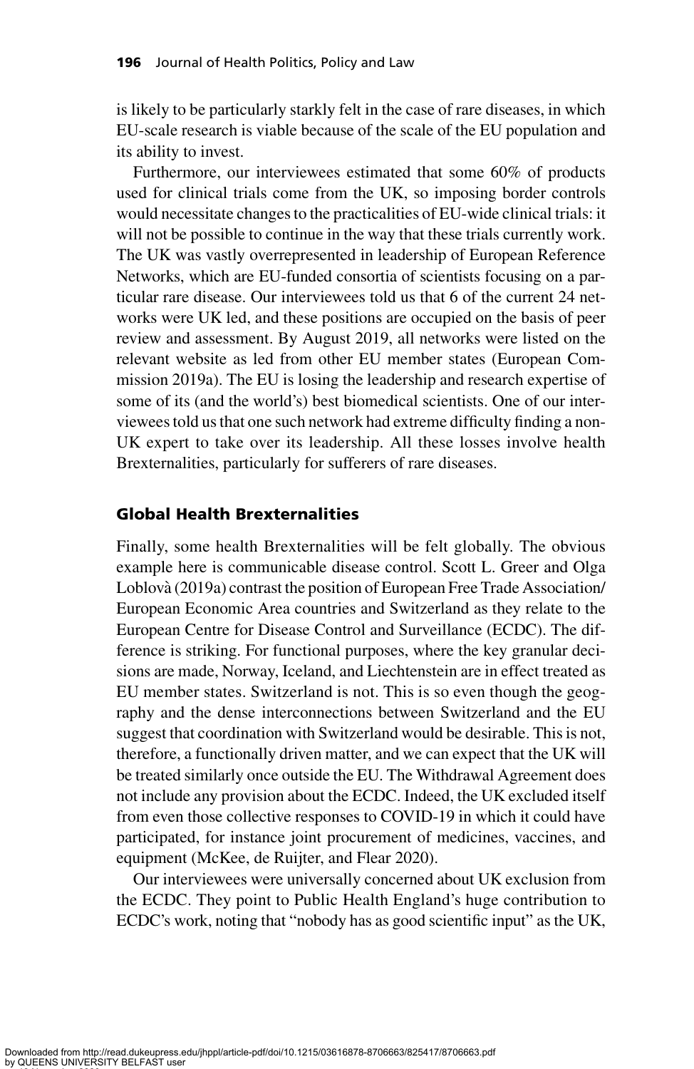is likely to be particularly starkly felt in the case of rare diseases, in which EU-scale research is viable because of the scale of the EU population and its ability to invest.

Furthermore, our interviewees estimated that some 60% of products used for clinical trials come from the UK, so imposing border controls would necessitate changes to the practicalities of EU-wide clinical trials: it will not be possible to continue in the way that these trials currently work. The UK was vastly overrepresented in leadership of European Reference Networks, which are EU-funded consortia of scientists focusing on a particular rare disease. Our interviewees told us that 6 of the current 24 networks were UK led, and these positions are occupied on the basis of peer review and assessment. By August 2019, all networks were listed on the relevant website as led from other EU member states (European Commission 2019a). The EU is losing the leadership and research expertise of some of its (and the world's) best biomedical scientists. One of our interviewees told us that one such network had extreme difficulty finding a non-UK expert to take over its leadership. All these losses involve health Brexternalities, particularly for sufferers of rare diseases.

## Global Health Brexternalities

Finally, some health Brexternalities will be felt globally. The obvious example here is communicable disease control. Scott L. Greer and Olga Loblovà (2019a) contrast the position of European Free Trade Association/European Economic Area countries and Switzerland as they relate to the European Centre for Disease Control and Surveillance (ECDC). The difference is striking. For functional purposes, where the key granular decisions are made, Norway, Iceland, and Liechtenstein are in effect treated as EU member states. Switzerland is not. This is so even though the geography and the dense interconnections between Switzerland and the EU suggest that coordination with Switzerland would be desirable. This is not, therefore, a functionally driven matter, and we can expect that the UK will be treated similarly once outside the EU. The Withdrawal Agreement does not include any provision about the ECDC. Indeed, the UK excluded itself from even those collective responses to COVID-19 in which it could have participated, for instance joint procurement of medicines, vaccines, and equipment (McKee, de Ruijter, and Flear 2020).

Our interviewees were universally concerned about UK exclusion from the ECDC. They point to Public Health England's huge contribution to ECDC's work, noting that "nobody has as good scientific input" as the UK,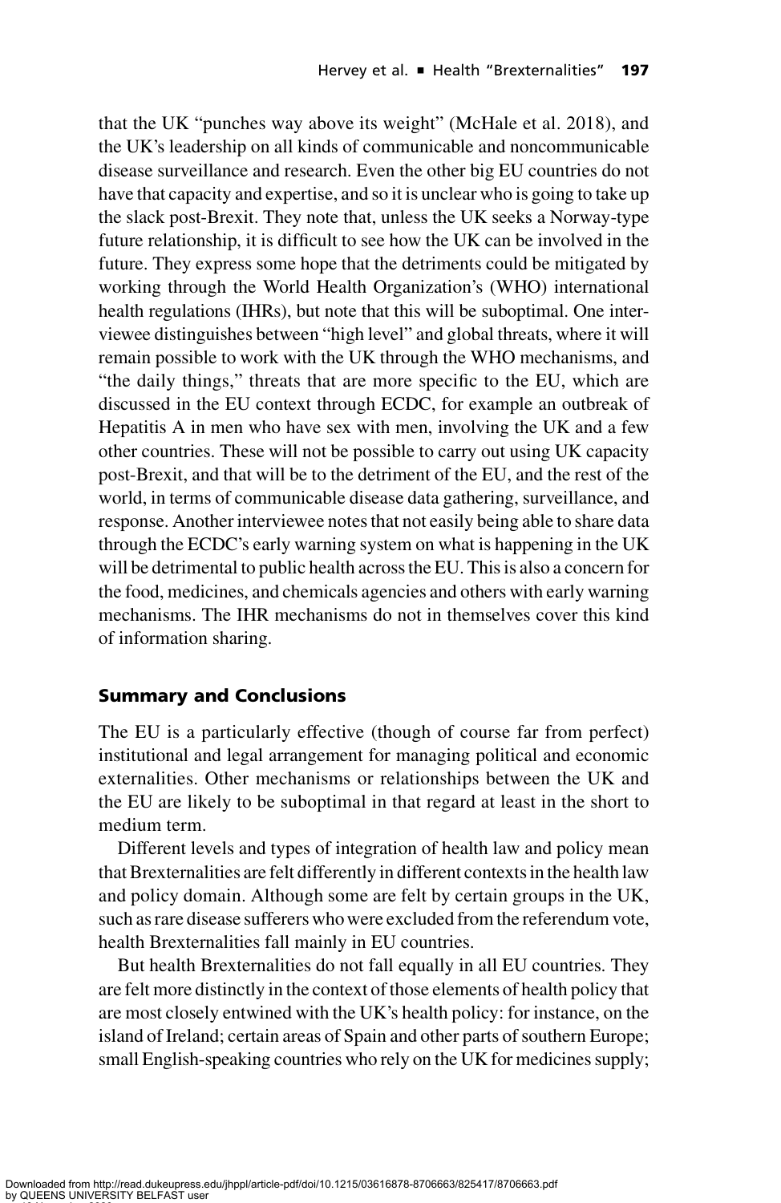that the UK "punches way above its weight" (McHale et al. 2018), and the UK's leadership on all kinds of communicable and noncommunicable disease surveillance and research. Even the other big EU countries do not have that capacity and expertise, and so it is unclear who is going to take up the slack post-Brexit. They note that, unless the UK seeks a Norway-type future relationship, it is difficult to see how the UK can be involved in the future. They express some hope that the detriments could be mitigated by working through the World Health Organization's (WHO) international health regulations (IHRs), but note that this will be suboptimal. One interviewee distinguishes between "high level" and global threats, where it will remain possible to work with the UK through the WHO mechanisms, and "the daily things," threats that are more specific to the EU, which are discussed in the EU context through ECDC, for example an outbreak of Hepatitis A in men who have sex with men, involving the UK and a few other countries. These will not be possible to carry out using UK capacity post-Brexit, and that will be to the detriment of the EU, and the rest of the world, in terms of communicable disease data gathering, surveillance, and response. Another interviewee notes that not easily being able to share data through the ECDC's early warning system on what is happening in the UK will be detrimental to public health across the EU. This is also a concern for the food, medicines, and chemicals agencies and others with early warning mechanisms. The IHR mechanisms do not in themselves cover this kind of information sharing.

## Summary and Conclusions

The EU is a particularly effective (though of course far from perfect) institutional and legal arrangement for managing political and economic externalities. Other mechanisms or relationships between the UK and the EU are likely to be suboptimal in that regard at least in the short to medium term.

Different levels and types of integration of health law and policy mean that Brexternalities are felt differently in different contexts in the health law and policy domain. Although some are felt by certain groups in the UK, such as rare disease sufferers who were excluded from the referendum vote, health Brexternalities fall mainly in EU countries.

But health Brexternalities do not fall equally in all EU countries. They are felt more distinctly in the context of those elements of health policy that are most closely entwined with the UK's health policy: for instance, on the island of Ireland; certain areas of Spain and other parts of southern Europe; small English-speaking countries who rely on the UK for medicines supply;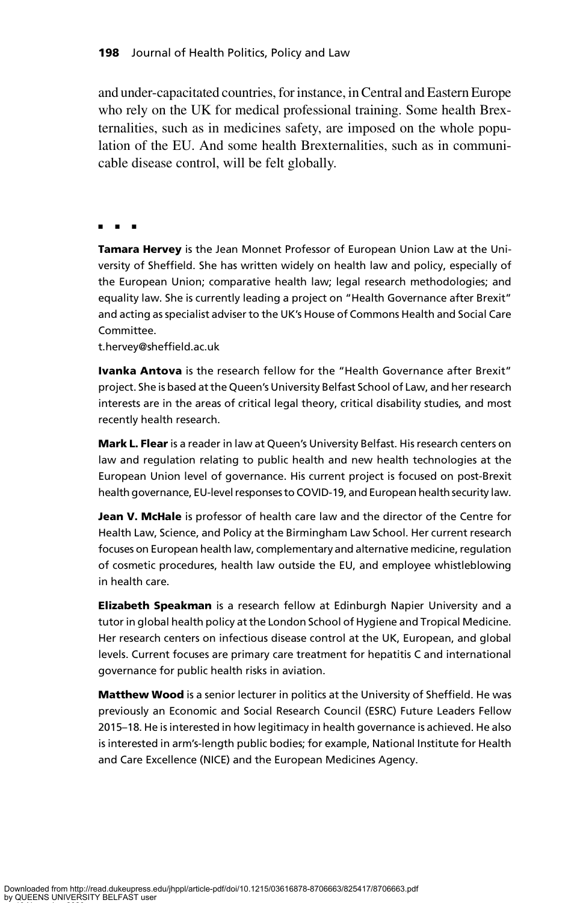and under-capacitated countries, for instance, in Central and Eastern Europe who rely on the UK for medical professional training. Some health Brexternalities, such as in medicines safety, are imposed on the whole population of the EU. And some health Brexternalities, such as in communicable disease control, will be felt globally.

■ ■ ■

**Tamara Hervey** is the Jean Monnet Professor of European Union Law at the University of Sheffield. She has written widely on health law and policy, especially of the European Union; comparative health law; legal research methodologies; and equality law. She is currently leading a project on "Health Governance after Brexit" and acting as specialist adviser to the UK's House of Commons Health and Social Care Committee.
t.hervey@sheffield.ac.uk

**Ivanka Antova** is the research fellow for the "Health Governance after Brexit" project. She is based at the Queen's University Belfast School of Law, and her research interests are in the areas of critical legal theory, critical disability studies, and most recently health research.

**Mark L. Flear** is a reader in law at Queen's University Belfast. His research centers on law and regulation relating to public health and new health technologies at the European Union level of governance. His current project is focused on post-Brexit health governance, EU-level responses to COVID-19, and European health security law.

**Jean V. McHale** is professor of health care law and the director of the Centre for Health Law, Science, and Policy at the Birmingham Law School. Her current research focuses on European health law, complementary and alternative medicine, regulation of cosmetic procedures, health law outside the EU, and employee whistleblowing in health care.

**Elizabeth Speakman** is a research fellow at Edinburgh Napier University and a tutor in global health policy at the London School of Hygiene and Tropical Medicine. Her research centers on infectious disease control at the UK, European, and global levels. Current focuses are primary care treatment for hepatitis C and international governance for public health risks in aviation.

**Matthew Wood** is a senior lecturer in politics at the University of Sheffield. He was previously an Economic and Social Research Council (ESRC) Future Leaders Fellow 2015–18. He is interested in how legitimacy in health governance is achieved. He also is interested in arm's-length public bodies; for example, National Institute for Health and Care Excellence (NICE) and the European Medicines Agency.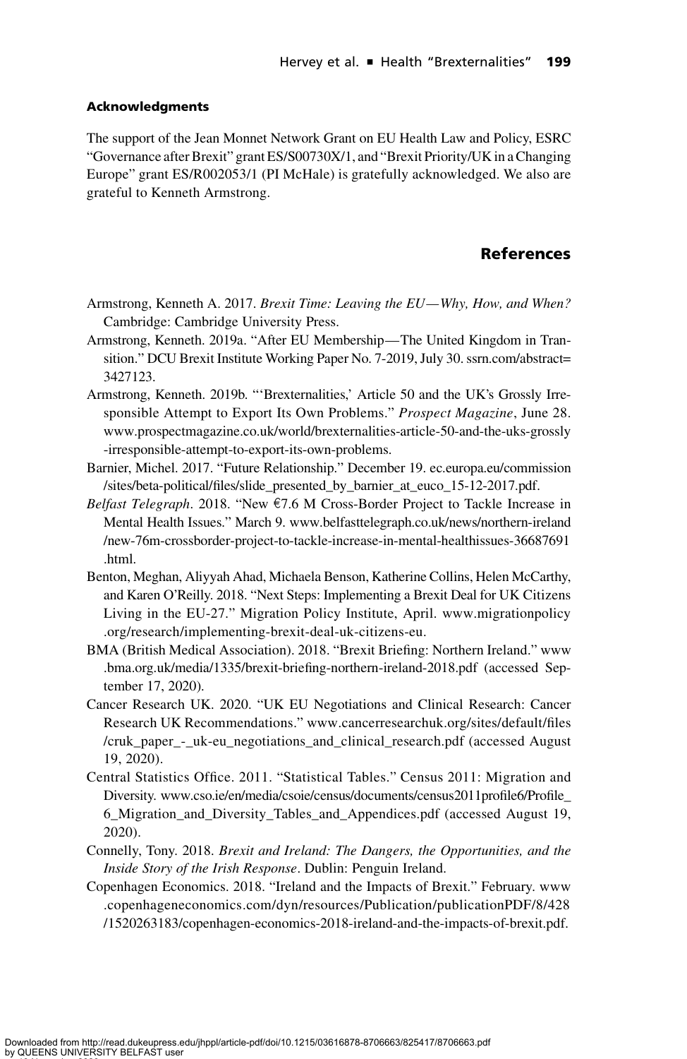### Acknowledgments

The support of the Jean Monnet Network Grant on EU Health Law and Policy, ESRC "Governance after Brexit" grant ES/S00730X/1, and "Brexit Priority/UK in a Changing Europe" grant ES/R002053/1 (PI McHale) is gratefully acknowledged. We also are grateful to Kenneth Armstrong.

## References

Armstrong, Kenneth A. 2017. *Brexit Time: Leaving the EU—Why, How, and When?* Cambridge: Cambridge University Press.

Armstrong, Kenneth. 2019a. "After EU Membership—The United Kingdom in Transition." DCU Brexit Institute Working Paper No. 7-2019, July 30. ssrn.com/abstract=3427123.

Armstrong, Kenneth. 2019b. "'Brexternalities,' Article 50 and the UK's Grossly Irresponsible Attempt to Export Its Own Problems." *Prospect Magazine*, June 28. www.prospectmagazine.co.uk/world/brexternalities-article-50-and-the-uks-grossly-irresponsible-attempt-to-export-its-own-problems.

Barnier, Michel. 2017. "Future Relationship." December 19. ec.europa.eu/commission/sites/beta-political/files/slide_presented_by_barnier_at_euco_15-12-2017.pdf.

*Belfast Telegraph*. 2018. "New €7.6 M Cross-Border Project to Tackle Increase in Mental Health Issues." March 9. www.belfasttelegraph.co.uk/news/northern-ireland/new-76m-crossborder-project-to-tackle-increase-in-mental-healthissues-36687691.html.

Benton, Meghan, Aliyyah Ahad, Michaela Benson, Katherine Collins, Helen McCarthy, and Karen O'Reilly. 2018. "Next Steps: Implementing a Brexit Deal for UK Citizens Living in the EU-27." Migration Policy Institute, April. www.migrationpolicy.org/research/implementing-brexit-deal-uk-citizens-eu.

BMA (British Medical Association). 2018. "Brexit Briefing: Northern Ireland." www.bma.org.uk/media/1335/brexit-briefing-northern-ireland-2018.pdf (accessed September 17, 2020).

Cancer Research UK. 2020. "UK EU Negotiations and Clinical Research: Cancer Research UK Recommendations." www.cancerresearchuk.org/sites/default/files/cruk_paper_-_uk-eu_negotiations_and_clinical_research.pdf (accessed August 19, 2020).

Central Statistics Office. 2011. "Statistical Tables." Census 2011: Migration and Diversity. www.cso.ie/en/media/csoie/census/documents/census2011profile6/Profile_6_Migration_and_Diversity_Tables_and_Appendices.pdf (accessed August 19, 2020).

Connelly, Tony. 2018. *Brexit and Ireland: The Dangers, the Opportunities, and the Inside Story of the Irish Response*. Dublin: Penguin Ireland.

Copenhagen Economics. 2018. "Ireland and the Impacts of Brexit." February. www.copenhageneconomics.com/dyn/resources/Publication/publicationPDF/8/428/1520263183/copenhagen-economics-2018-ireland-and-the-impacts-of-brexit.pdf.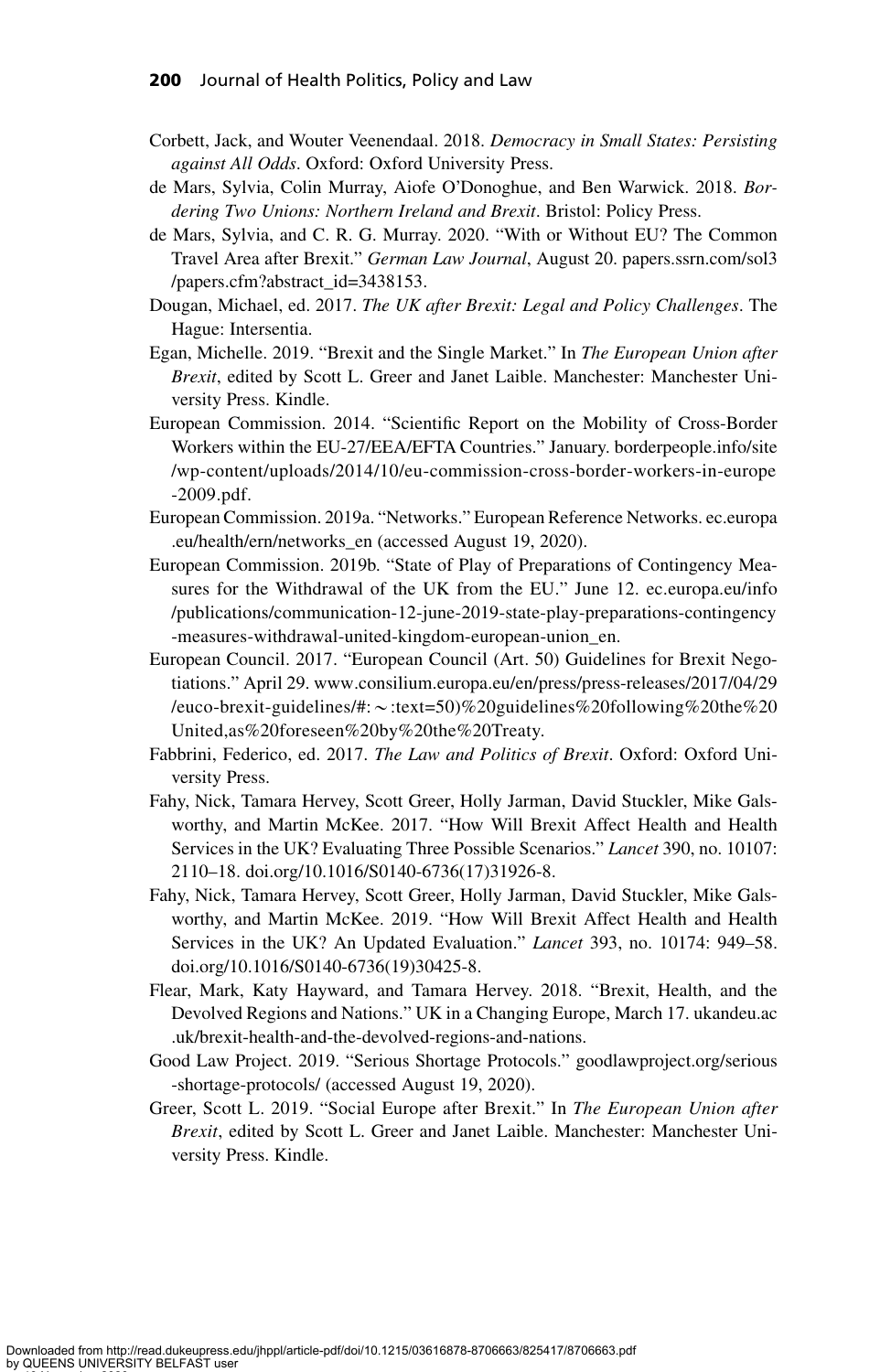Corbett, Jack, and Wouter Veenendaal. 2018. *Democracy in Small States: Persisting against All Odds*. Oxford: Oxford University Press.

de Mars, Sylvia, Colin Murray, Aiofe O'Donoghue, and Ben Warwick. 2018. *Bordering Two Unions: Northern Ireland and Brexit*. Bristol: Policy Press.

de Mars, Sylvia, and C. R. G. Murray. 2020. "With or Without EU? The Common Travel Area after Brexit." *German Law Journal*, August 20. papers.ssrn.com/sol3/papers.cfm?abstract_id=3438153.

Dougan, Michael, ed. 2017. *The UK after Brexit: Legal and Policy Challenges*. The Hague: Intersentia.

Egan, Michelle. 2019. "Brexit and the Single Market." In *The European Union after Brexit*, edited by Scott L. Greer and Janet Laible. Manchester: Manchester University Press. Kindle.

European Commission. 2014. "Scientific Report on the Mobility of Cross-Border Workers within the EU-27/EEA/EFTA Countries." January. borderpeople.info/site/wp-content/uploads/2014/10/eu-commission-cross-border-workers-in-europe-2009.pdf.

European Commission. 2019a. "Networks." European Reference Networks. ec.europa.eu/health/ern/networks_en (accessed August 19, 2020).

European Commission. 2019b. "State of Play of Preparations of Contingency Measures for the Withdrawal of the UK from the EU." June 12. ec.europa.eu/info/publications/communication-12-june-2019-state-play-preparations-contingency-measures-withdrawal-united-kingdom-european-union_en.

European Council. 2017. "European Council (Art. 50) Guidelines for Brexit Negotiations." April 29. www.consilium.europa.eu/en/press/press-releases/2017/04/29/euco-brexit-guidelines/#:~:text=50)%20guidelines%20following%20the%20United,as%20foreseen%20by%20the%20Treaty.

Fabbrini, Federico, ed. 2017. *The Law and Politics of Brexit*. Oxford: Oxford University Press.

Fahy, Nick, Tamara Hervey, Scott Greer, Holly Jarman, David Stuckler, Mike Galsworthy, and Martin McKee. 2017. "How Will Brexit Affect Health and Health Services in the UK? Evaluating Three Possible Scenarios." *Lancet* 390, no. 10107: 2110–18. doi.org/10.1016/S0140-6736(17)31926-8.

Fahy, Nick, Tamara Hervey, Scott Greer, Holly Jarman, David Stuckler, Mike Galsworthy, and Martin McKee. 2019. "How Will Brexit Affect Health and Health Services in the UK? An Updated Evaluation." *Lancet* 393, no. 10174: 949–58. doi.org/10.1016/S0140-6736(19)30425-8.

Flear, Mark, Katy Hayward, and Tamara Hervey. 2018. "Brexit, Health, and the Devolved Regions and Nations." UK in a Changing Europe, March 17. ukandeu.ac.uk/brexit-health-and-the-devolved-regions-and-nations.

Good Law Project. 2019. "Serious Shortage Protocols." goodlawproject.org/serious-shortage-protocols/ (accessed August 19, 2020).

Greer, Scott L. 2019. "Social Europe after Brexit." In *The European Union after Brexit*, edited by Scott L. Greer and Janet Laible. Manchester: Manchester University Press. Kindle.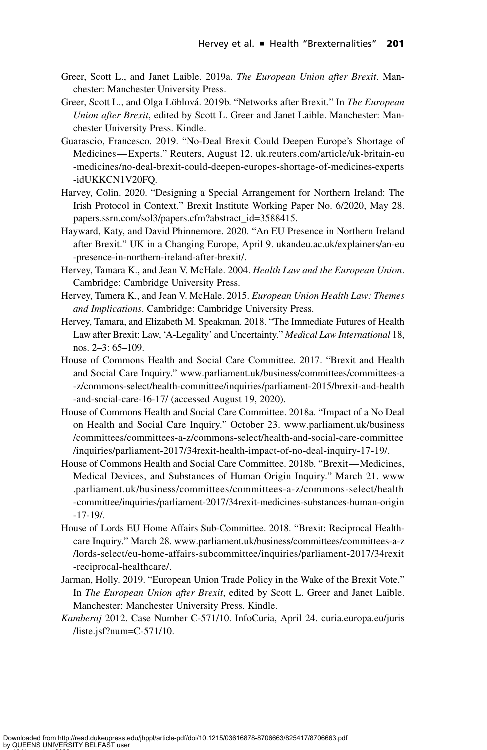Greer, Scott L., and Janet Laible. 2019a. *The European Union after Brexit*. Manchester: Manchester University Press.

Greer, Scott L., and Olga Löblová. 2019b. "Networks after Brexit." In *The European Union after Brexit*, edited by Scott L. Greer and Janet Laible. Manchester: Manchester University Press. Kindle.

Guarascio, Francesco. 2019. "No-Deal Brexit Could Deepen Europe's Shortage of Medicines—Experts." Reuters, August 12. uk.reuters.com/article/uk-britain-eu-medicines/no-deal-brexit-could-deepen-europes-shortage-of-medicines-experts-idUKKCN1V20FQ.

Harvey, Colin. 2020. "Designing a Special Arrangement for Northern Ireland: The Irish Protocol in Context." Brexit Institute Working Paper No. 6/2020, May 28. papers.ssrn.com/sol3/papers.cfm?abstract_id=3588415.

Hayward, Katy, and David Phinnemore. 2020. "An EU Presence in Northern Ireland after Brexit." UK in a Changing Europe, April 9. ukandeu.ac.uk/explainers/an-eu-presence-in-northern-ireland-after-brexit/.

Hervey, Tamara K., and Jean V. McHale. 2004. *Health Law and the European Union*. Cambridge: Cambridge University Press.

Hervey, Tamera K., and Jean V. McHale. 2015. *European Union Health Law: Themes and Implications*. Cambridge: Cambridge University Press.

Hervey, Tamara, and Elizabeth M. Speakman. 2018. "The Immediate Futures of Health Law after Brexit: Law, 'A-Legality' and Uncertainty." *Medical Law International* 18, nos. 2–3: 65–109.

House of Commons Health and Social Care Committee. 2017. "Brexit and Health and Social Care Inquiry." www.parliament.uk/business/committees/committees-a-z/commons-select/health-committee/inquiries/parliament-2015/brexit-and-health-and-social-care-16-17/ (accessed August 19, 2020).

House of Commons Health and Social Care Committee. 2018a. "Impact of a No Deal on Health and Social Care Inquiry." October 23. www.parliament.uk/business/committees/committees-a-z/commons-select/health-and-social-care-committee/inquiries/parliament-2017/34rexit-health-impact-of-no-deal-inquiry-17-19/.

House of Commons Health and Social Care Committee. 2018b. "Brexit—Medicines, Medical Devices, and Substances of Human Origin Inquiry." March 21. www.parliament.uk/business/committees/committees-a-z/commons-select/health-committee/inquiries/parliament-2017/34rexit-medicines-substances-human-origin-17-19/.

House of Lords EU Home Affairs Sub-Committee. 2018. "Brexit: Reciprocal Healthcare Inquiry." March 28. www.parliament.uk/business/committees/committees-a-z/lords-select/eu-home-affairs-subcommittee/inquiries/parliament-2017/34rexit-reciprocal-healthcare/.

Jarman, Holly. 2019. "European Union Trade Policy in the Wake of the Brexit Vote." In *The European Union after Brexit*, edited by Scott L. Greer and Janet Laible. Manchester: Manchester University Press. Kindle.

*Kamberaj* 2012. Case Number C-571/10. InfoCuria, April 24. curia.europa.eu/juris/liste.jsf?num=C-571/10.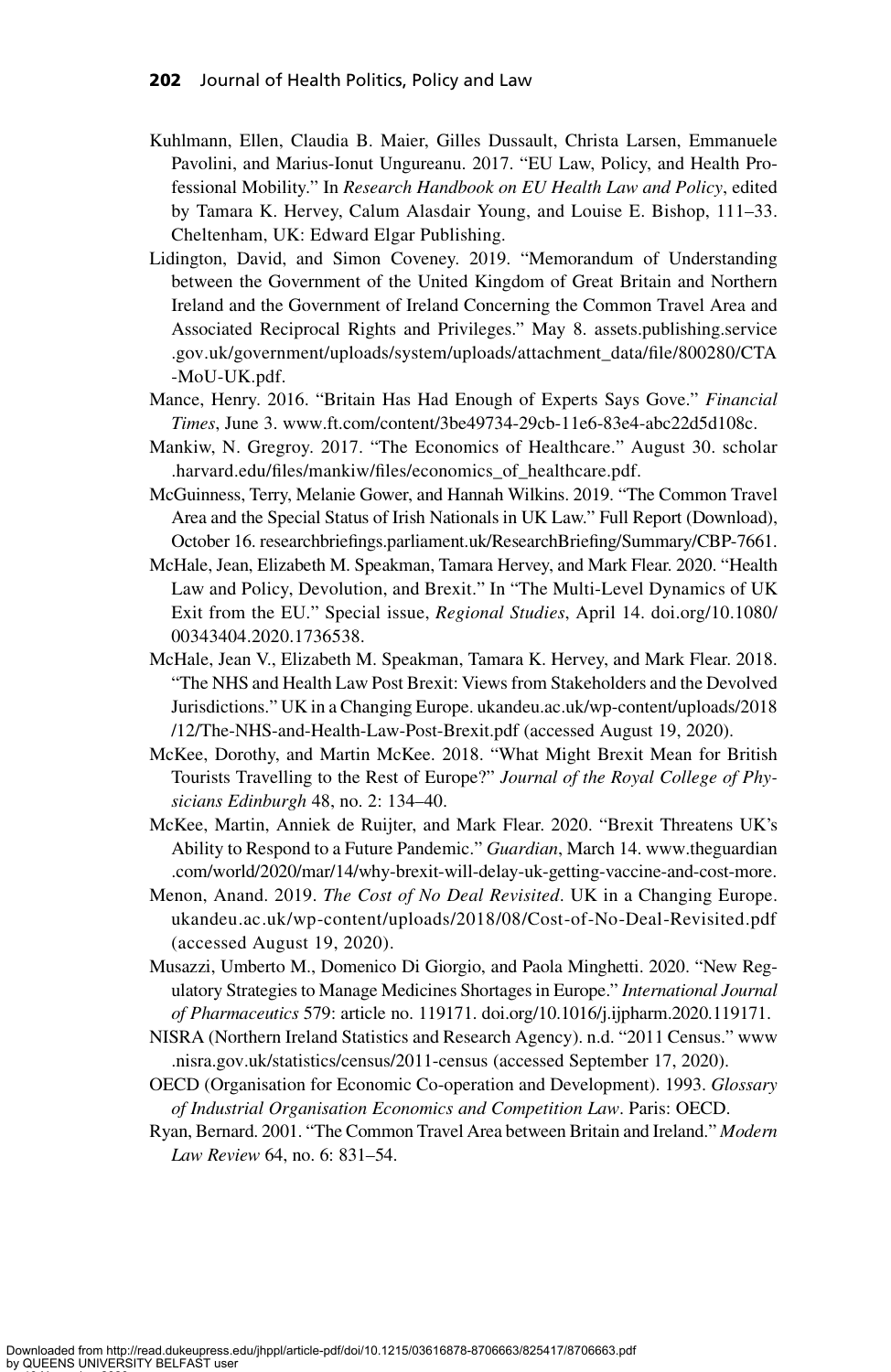Kuhlmann, Ellen, Claudia B. Maier, Gilles Dussault, Christa Larsen, Emmanuele Pavolini, and Marius-Ionut Ungureanu. 2017. "EU Law, Policy, and Health Professional Mobility." In *Research Handbook on EU Health Law and Policy*, edited by Tamara K. Hervey, Calum Alasdair Young, and Louise E. Bishop, 111–33. Cheltenham, UK: Edward Elgar Publishing.

Lidington, David, and Simon Coveney. 2019. "Memorandum of Understanding between the Government of the United Kingdom of Great Britain and Northern Ireland and the Government of Ireland Concerning the Common Travel Area and Associated Reciprocal Rights and Privileges." May 8. assets.publishing.service.gov.uk/government/uploads/system/uploads/attachment_data/file/800280/CTA-MoU-UK.pdf.

Mance, Henry. 2016. "Britain Has Had Enough of Experts Says Gove." *Financial Times*, June 3. www.ft.com/content/3be49734-29cb-11e6-83e4-abc22d5d108c.

Mankiw, N. Gregroy. 2017. "The Economics of Healthcare." August 30. scholar.harvard.edu/files/mankiw/files/economics_of_healthcare.pdf.

McGuinness, Terry, Melanie Gower, and Hannah Wilkins. 2019. "The Common Travel Area and the Special Status of Irish Nationals in UK Law." Full Report (Download), October 16. researchbriefings.parliament.uk/ResearchBriefing/Summary/CBP-7661.

McHale, Jean, Elizabeth M. Speakman, Tamara Hervey, and Mark Flear. 2020. "Health Law and Policy, Devolution, and Brexit." In "The Multi-Level Dynamics of UK Exit from the EU." Special issue, *Regional Studies*, April 14. doi.org/10.1080/00343404.2020.1736538.

McHale, Jean V., Elizabeth M. Speakman, Tamara K. Hervey, and Mark Flear. 2018. "The NHS and Health Law Post Brexit: Views from Stakeholders and the Devolved Jurisdictions." UK in a Changing Europe. ukandeu.ac.uk/wp-content/uploads/2018/12/The-NHS-and-Health-Law-Post-Brexit.pdf (accessed August 19, 2020).

McKee, Dorothy, and Martin McKee. 2018. "What Might Brexit Mean for British Tourists Travelling to the Rest of Europe?" *Journal of the Royal College of Physicians Edinburgh* 48, no. 2: 134–40.

McKee, Martin, Anniek de Ruijter, and Mark Flear. 2020. "Brexit Threatens UK's Ability to Respond to a Future Pandemic." *Guardian*, March 14. www.theguardian.com/world/2020/mar/14/why-brexit-will-delay-uk-getting-vaccine-and-cost-more.

Menon, Anand. 2019. *The Cost of No Deal Revisited*. UK in a Changing Europe. ukandeu.ac.uk/wp-content/uploads/2018/08/Cost-of-No-Deal-Revisited.pdf (accessed August 19, 2020).

Musazzi, Umberto M., Domenico Di Giorgio, and Paola Minghetti. 2020. "New Regulatory Strategies to Manage Medicines Shortages in Europe." *International Journal of Pharmaceutics* 579: article no. 119171. doi.org/10.1016/j.ijpharm.2020.119171.

NISRA (Northern Ireland Statistics and Research Agency). n.d. "2011 Census." www.nisra.gov.uk/statistics/census/2011-census (accessed September 17, 2020).

OECD (Organisation for Economic Co-operation and Development). 1993. *Glossary of Industrial Organisation Economics and Competition Law*. Paris: OECD.

Ryan, Bernard. 2001. "The Common Travel Area between Britain and Ireland." *Modern Law Review* 64, no. 6: 831–54.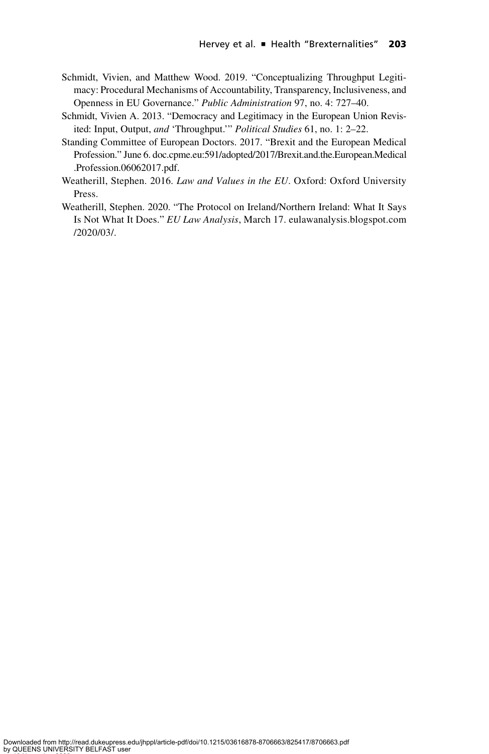Schmidt, Vivien, and Matthew Wood. 2019. "Conceptualizing Throughput Legitimacy: Procedural Mechanisms of Accountability, Transparency, Inclusiveness, and Openness in EU Governance." *Public Administration* 97, no. 4: 727–40.

Schmidt, Vivien A. 2013. "Democracy and Legitimacy in the European Union Revisited: Input, Output, *and* 'Throughput.'" *Political Studies* 61, no. 1: 2–22.

Standing Committee of European Doctors. 2017. "Brexit and the European Medical Profession." June 6. doc.cpme.eu:591/adopted/2017/Brexit.and.the.European.Medical.Profession.06062017.pdf.

Weatherill, Stephen. 2016. *Law and Values in the EU*. Oxford: Oxford University Press.

Weatherill, Stephen. 2020. "The Protocol on Ireland/Northern Ireland: What It Says Is Not What It Does." *EU Law Analysis*, March 17. eulawanalysis.blogspot.com/2020/03/.